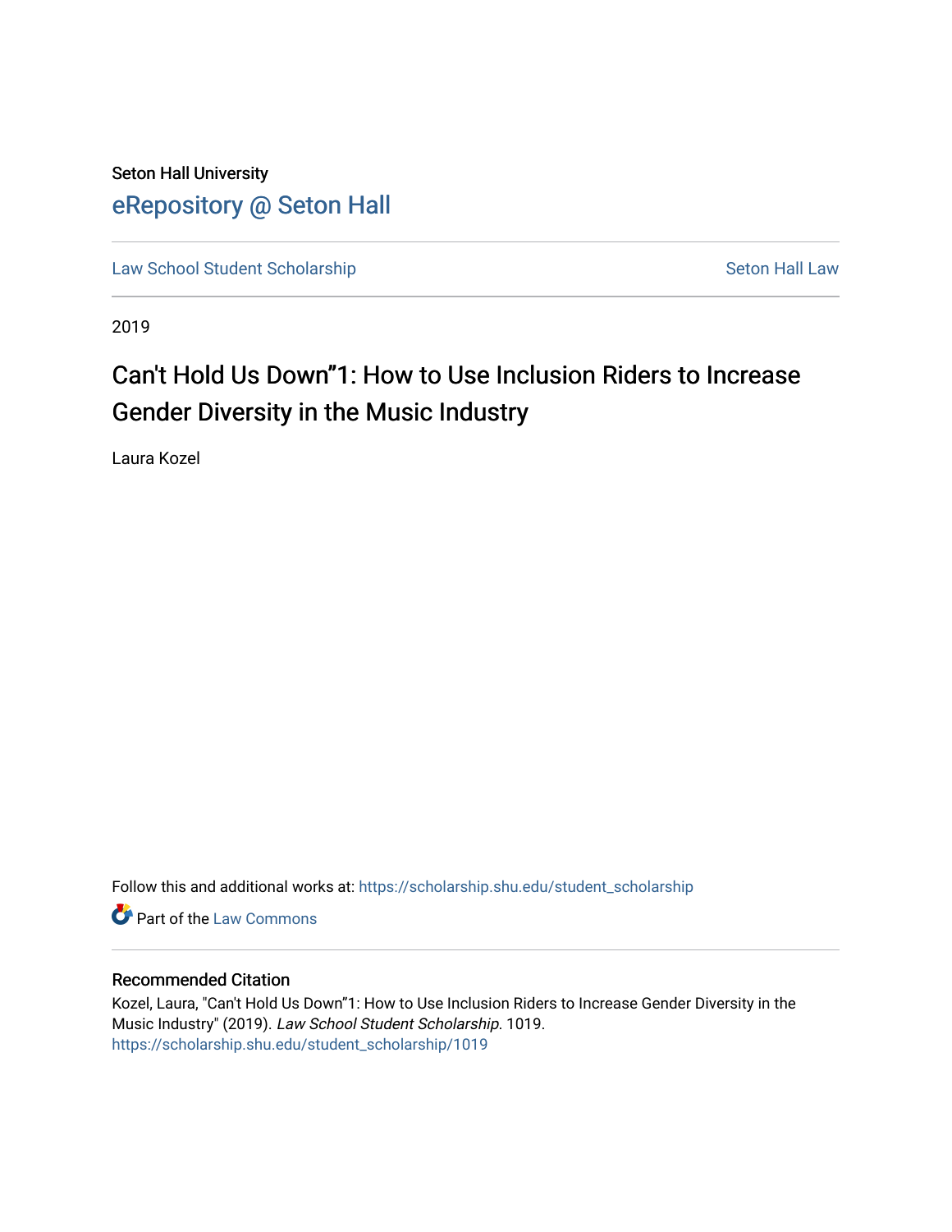Seton Hall University

# eRepository @ Seton Hall

Law School Student Scholarship | Seton Hall Law

2019

# Can't Hold Us Down"1: How to Use Inclusion Riders to Increase Gender Diversity in the Music Industry

Laura Kozel

Follow this and additional works at: https://scholarship.shu.edu/student_scholarship

Part of the Law Commons

## Recommended Citation

Kozel, Laura, "Can't Hold Us Down"1: How to Use Inclusion Riders to Increase Gender Diversity in the Music Industry" (2019). *Law School Student Scholarship*. 1019.
https://scholarship.shu.edu/student_scholarship/1019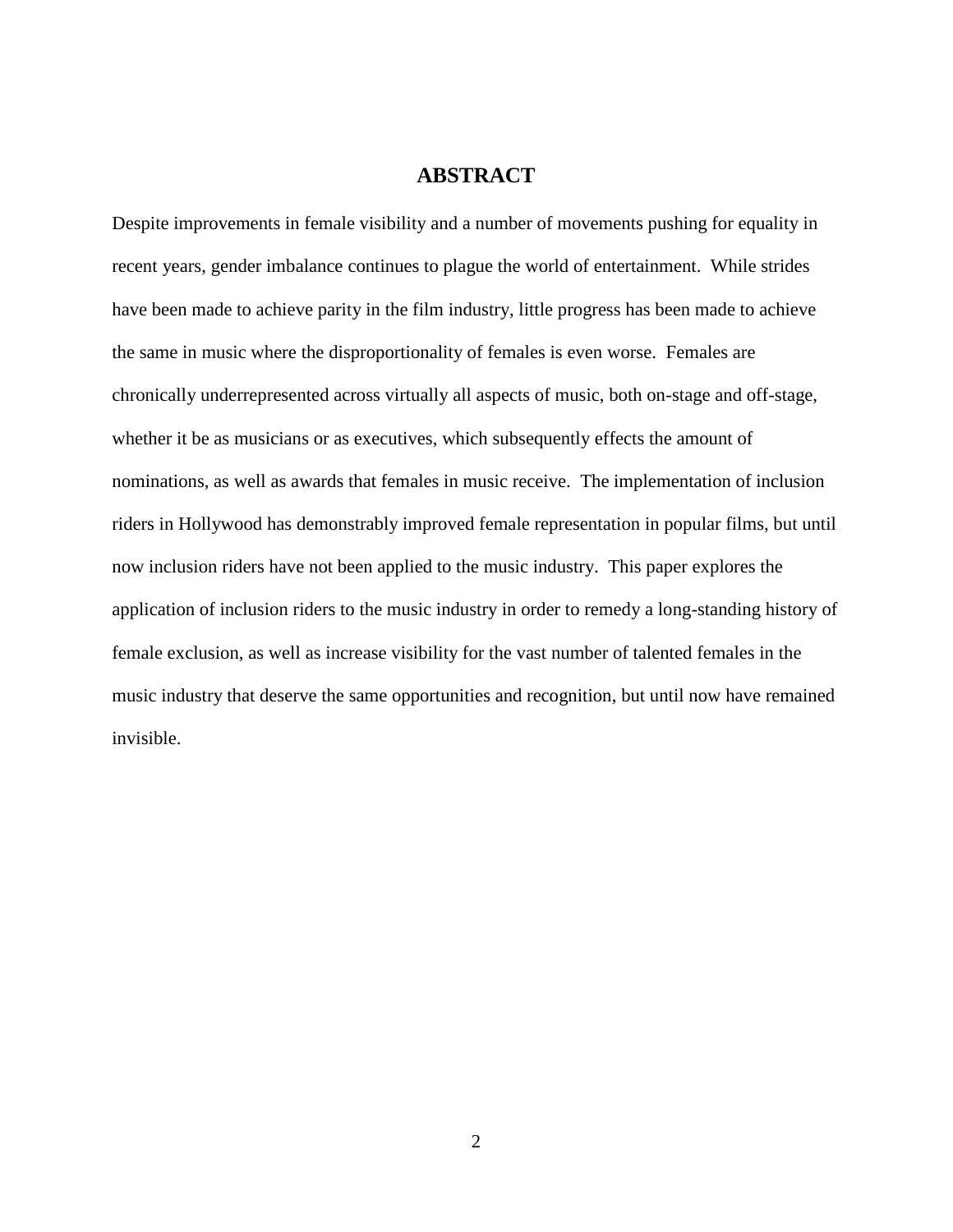## ABSTRACT

Despite improvements in female visibility and a number of movements pushing for equality in recent years, gender imbalance continues to plague the world of entertainment. While strides have been made to achieve parity in the film industry, little progress has been made to achieve the same in music where the disproportionality of females is even worse. Females are chronically underrepresented across virtually all aspects of music, both on-stage and off-stage, whether it be as musicians or as executives, which subsequently effects the amount of nominations, as well as awards that females in music receive. The implementation of inclusion riders in Hollywood has demonstrably improved female representation in popular films, but until now inclusion riders have not been applied to the music industry. This paper explores the application of inclusion riders to the music industry in order to remedy a long-standing history of female exclusion, as well as increase visibility for the vast number of talented females in the music industry that deserve the same opportunities and recognition, but until now have remained invisible.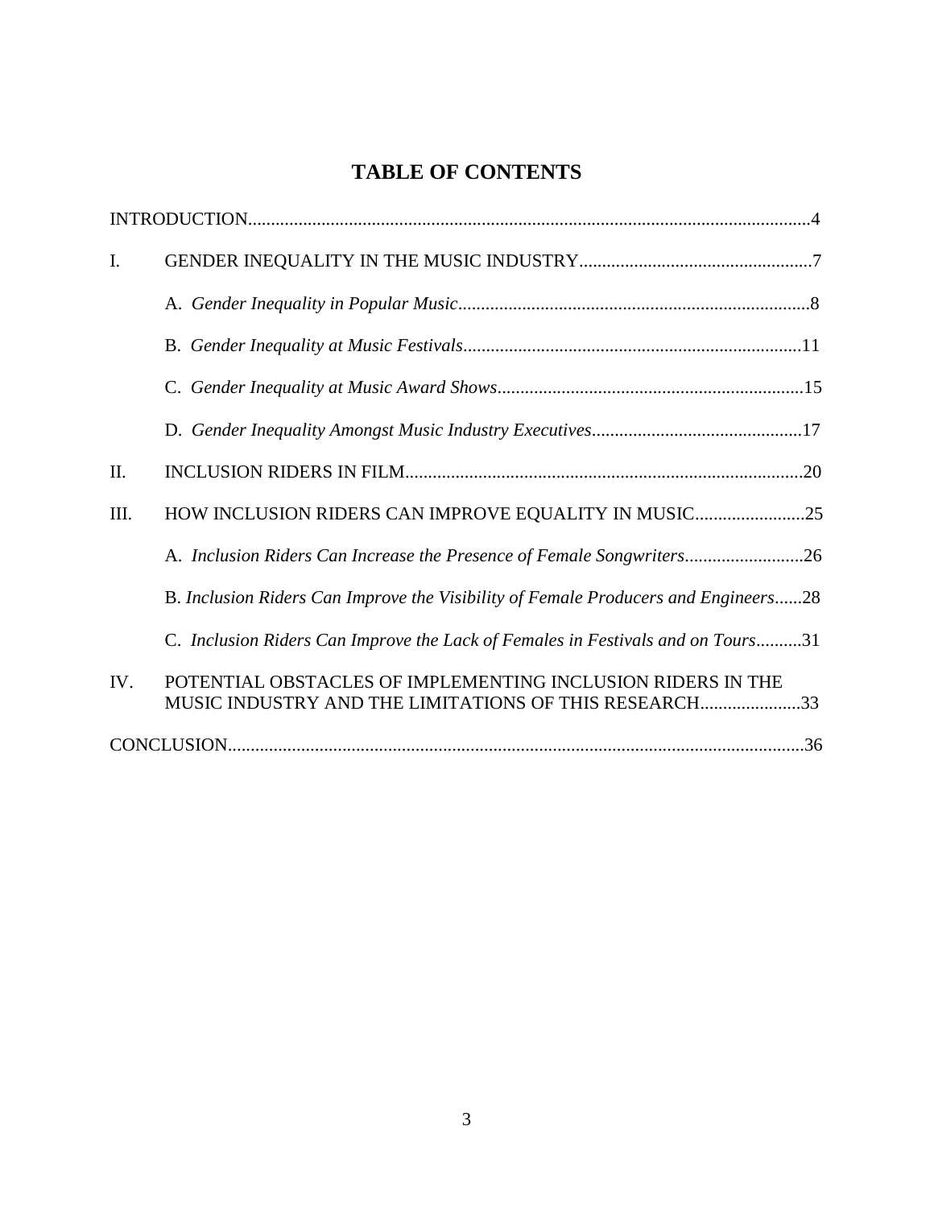# TABLE OF CONTENTS

INTRODUCTION.........................................................................................................................4

I. GENDER INEQUALITY IN THE MUSIC INDUSTRY..................................................7

  A. *Gender Inequality in Popular Music*............................................................................8

  B. *Gender Inequality at Music Festivals*.........................................................................11

  C. *Gender Inequality at Music Award Shows*..................................................................15

  D. *Gender Inequality Amongst Music Industry Executives*.............................................17

II. INCLUSION RIDERS IN FILM......................................................................................20

III. HOW INCLUSION RIDERS CAN IMPROVE EQUALITY IN MUSIC........................25

  A. *Inclusion Riders Can Increase the Presence of Female Songwriters*..........................26

  B. *Inclusion Riders Can Improve the Visibility of Female Producers and Engineers*......28

  C. *Inclusion Riders Can Improve the Lack of Females in Festivals and on Tours*..........31

IV. POTENTIAL OBSTACLES OF IMPLEMENTING INCLUSION RIDERS IN THE MUSIC INDUSTRY AND THE LIMITATIONS OF THIS RESEARCH......................33

CONCLUSION...........................................................................................................................36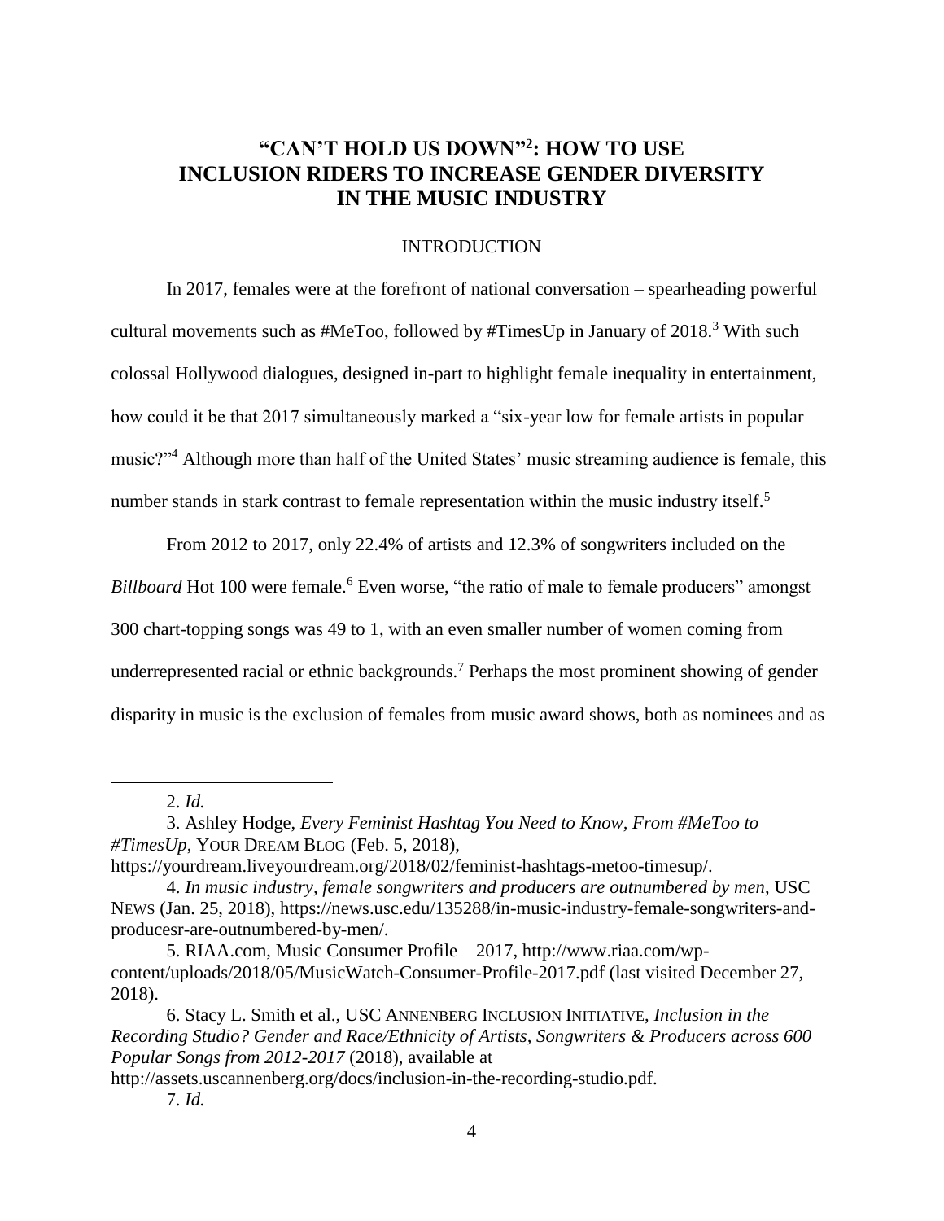# "CAN'T HOLD US DOWN"[2]: HOW TO USE INCLUSION RIDERS TO INCREASE GENDER DIVERSITY IN THE MUSIC INDUSTRY

## INTRODUCTION

In 2017, females were at the forefront of national conversation – spearheading powerful cultural movements such as #MeToo, followed by #TimesUp in January of 2018.[3] With such colossal Hollywood dialogues, designed in-part to highlight female inequality in entertainment, how could it be that 2017 simultaneously marked a "six-year low for female artists in popular music?"[4] Although more than half of the United States' music streaming audience is female, this number stands in stark contrast to female representation within the music industry itself.[5]

From 2012 to 2017, only 22.4% of artists and 12.3% of songwriters included on the *Billboard* Hot 100 were female.[6] Even worse, "the ratio of male to female producers" amongst 300 chart-topping songs was 49 to 1, with an even smaller number of women coming from underrepresented racial or ethnic backgrounds.[7] Perhaps the most prominent showing of gender disparity in music is the exclusion of females from music award shows, both as nominees and as

---

2. *Id.*

3. Ashley Hodge, *Every Feminist Hashtag You Need to Know, From #MeToo to #TimesUp*, YOUR DREAM BLOG (Feb. 5, 2018), https://yourdream.liveyourdream.org/2018/02/feminist-hashtags-metoo-timesup/.

4. *In music industry, female songwriters and producers are outnumbered by men*, USC NEWS (Jan. 25, 2018), https://news.usc.edu/135288/in-music-industry-female-songwriters-and-producesr-are-outnumbered-by-men/.

5. RIAA.com, Music Consumer Profile – 2017, http://www.riaa.com/wp-content/uploads/2018/05/MusicWatch-Consumer-Profile-2017.pdf (last visited December 27, 2018).

6. Stacy L. Smith et al., USC ANNENBERG INCLUSION INITIATIVE, *Inclusion in the Recording Studio? Gender and Race/Ethnicity of Artists, Songwriters & Producers across 600 Popular Songs from 2012-2017* (2018), available at http://assets.uscannenberg.org/docs/inclusion-in-the-recording-studio.pdf.

7. *Id.*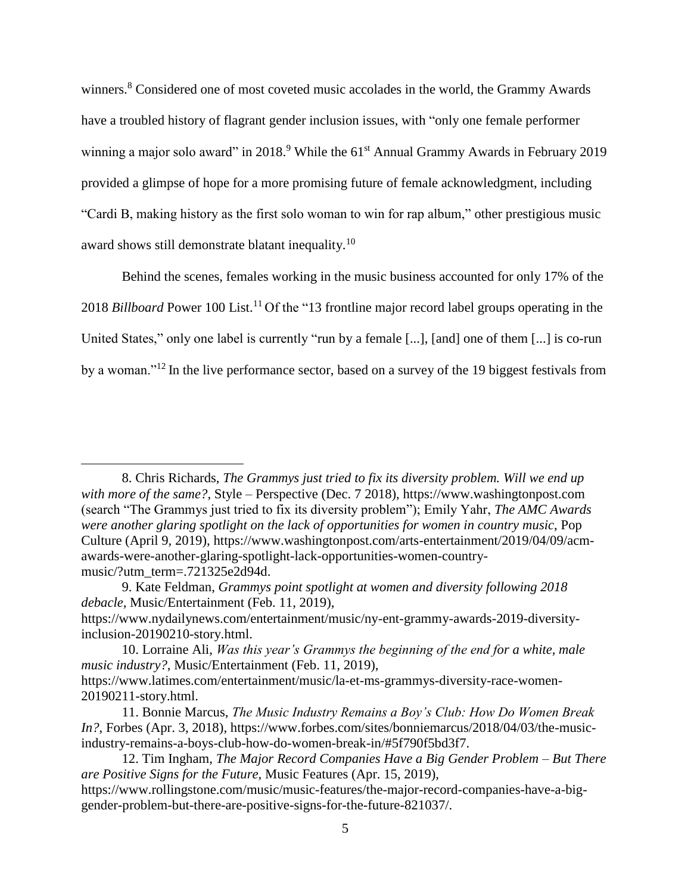winners.[8] Considered one of most coveted music accolades in the world, the Grammy Awards have a troubled history of flagrant gender inclusion issues, with "only one female performer winning a major solo award" in 2018.[9] While the 61st Annual Grammy Awards in February 2019 provided a glimpse of hope for a more promising future of female acknowledgment, including "Cardi B, making history as the first solo woman to win for rap album," other prestigious music award shows still demonstrate blatant inequality.[10]

Behind the scenes, females working in the music business accounted for only 17% of the 2018 *Billboard* Power 100 List.[11] Of the "13 frontline major record label groups operating in the United States," only one label is currently "run by a female [...], [and] one of them [...] is co-run by a woman."[12] In the live performance sector, based on a survey of the 19 biggest festivals from

---

8. Chris Richards, *The Grammys just tried to fix its diversity problem. Will we end up with more of the same?*, Style – Perspective (Dec. 7 2018), https://www.washingtonpost.com (search "The Grammys just tried to fix its diversity problem"); Emily Yahr, *The AMC Awards were another glaring spotlight on the lack of opportunities for women in country music*, Pop Culture (April 9, 2019), https://www.washingtonpost.com/arts-entertainment/2019/04/09/acm-awards-were-another-glaring-spotlight-lack-opportunities-women-country-music/?utm_term=.721325e2d94d.

9. Kate Feldman, *Grammys point spotlight at women and diversity following 2018 debacle*, Music/Entertainment (Feb. 11, 2019), https://www.nydailynews.com/entertainment/music/ny-ent-grammy-awards-2019-diversity-inclusion-20190210-story.html.

10. Lorraine Ali, *Was this year's Grammys the beginning of the end for a white, male music industry?*, Music/Entertainment (Feb. 11, 2019), https://www.latimes.com/entertainment/music/la-et-ms-grammys-diversity-race-women-20190211-story.html.

11. Bonnie Marcus, *The Music Industry Remains a Boy's Club: How Do Women Break In?*, Forbes (Apr. 3, 2018), https://www.forbes.com/sites/bonniemarcus/2018/04/03/the-music-industry-remains-a-boys-club-how-do-women-break-in/#5f790f5bd3f7.

12. Tim Ingham, *The Major Record Companies Have a Big Gender Problem – But There are Positive Signs for the Future*, Music Features (Apr. 15, 2019), https://www.rollingstone.com/music/music-features/the-major-record-companies-have-a-big-gender-problem-but-there-are-positive-signs-for-the-future-821037/.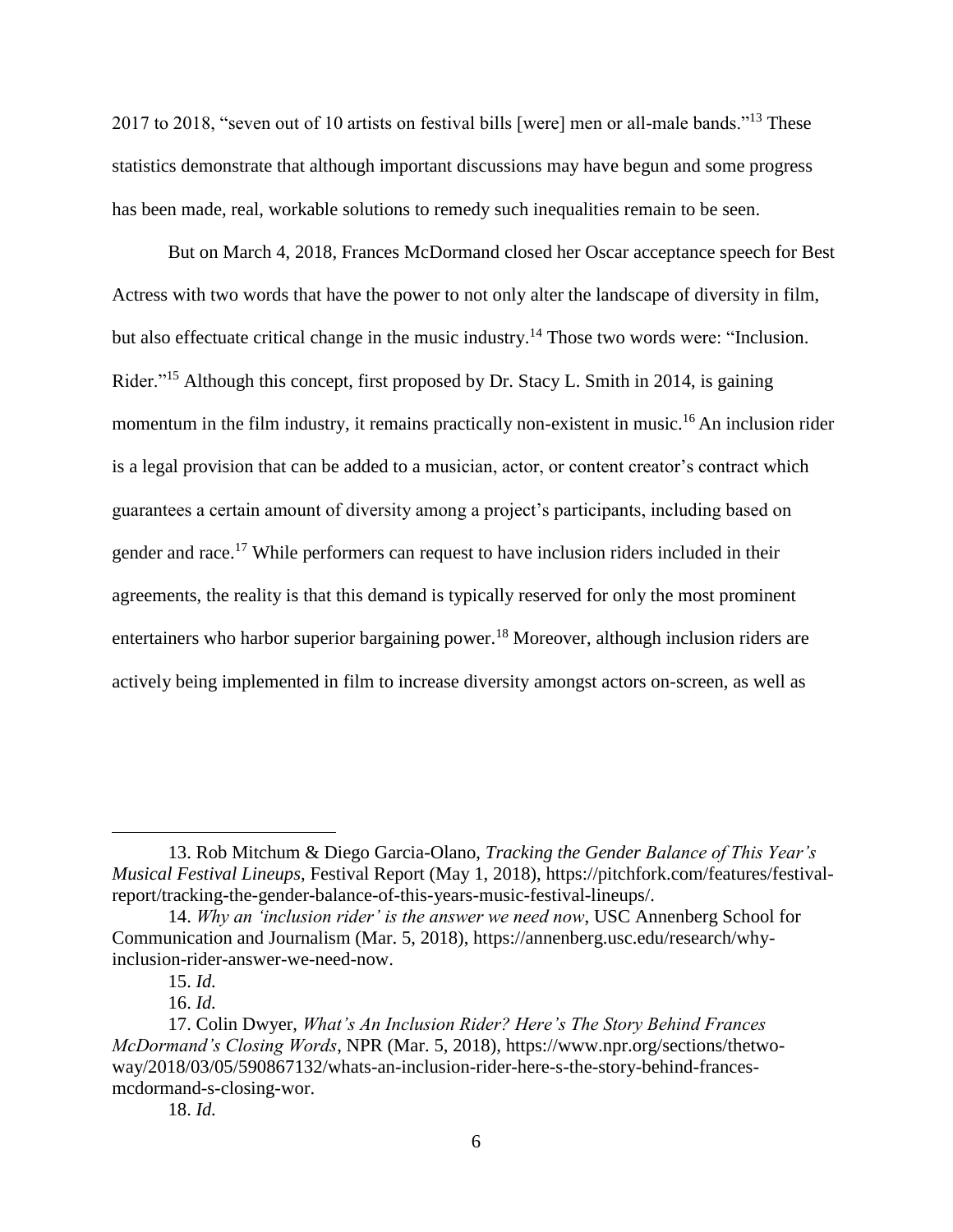2017 to 2018, "seven out of 10 artists on festival bills [were] men or all-male bands."[13] These statistics demonstrate that although important discussions may have begun and some progress has been made, real, workable solutions to remedy such inequalities remain to be seen.

But on March 4, 2018, Frances McDormand closed her Oscar acceptance speech for Best Actress with two words that have the power to not only alter the landscape of diversity in film, but also effectuate critical change in the music industry.[14] Those two words were: "Inclusion. Rider."[15] Although this concept, first proposed by Dr. Stacy L. Smith in 2014, is gaining momentum in the film industry, it remains practically non-existent in music.[16] An inclusion rider is a legal provision that can be added to a musician, actor, or content creator's contract which guarantees a certain amount of diversity among a project's participants, including based on gender and race.[17] While performers can request to have inclusion riders included in their agreements, the reality is that this demand is typically reserved for only the most prominent entertainers who harbor superior bargaining power.[18] Moreover, although inclusion riders are actively being implemented in film to increase diversity amongst actors on-screen, as well as

---

13. Rob Mitchum & Diego Garcia-Olano, *Tracking the Gender Balance of This Year's Musical Festival Lineups*, Festival Report (May 1, 2018), https://pitchfork.com/features/festival-report/tracking-the-gender-balance-of-this-years-music-festival-lineups/.

14. *Why an 'inclusion rider' is the answer we need now*, USC Annenberg School for Communication and Journalism (Mar. 5, 2018), https://annenberg.usc.edu/research/why-inclusion-rider-answer-we-need-now.

15. *Id.*

16. *Id.*

17. Colin Dwyer, *What's An Inclusion Rider? Here's The Story Behind Frances McDormand's Closing Words*, NPR (Mar. 5, 2018), https://www.npr.org/sections/thetwo-way/2018/03/05/590867132/whats-an-inclusion-rider-here-s-the-story-behind-frances-mcdormand-s-closing-wor.

18. *Id.*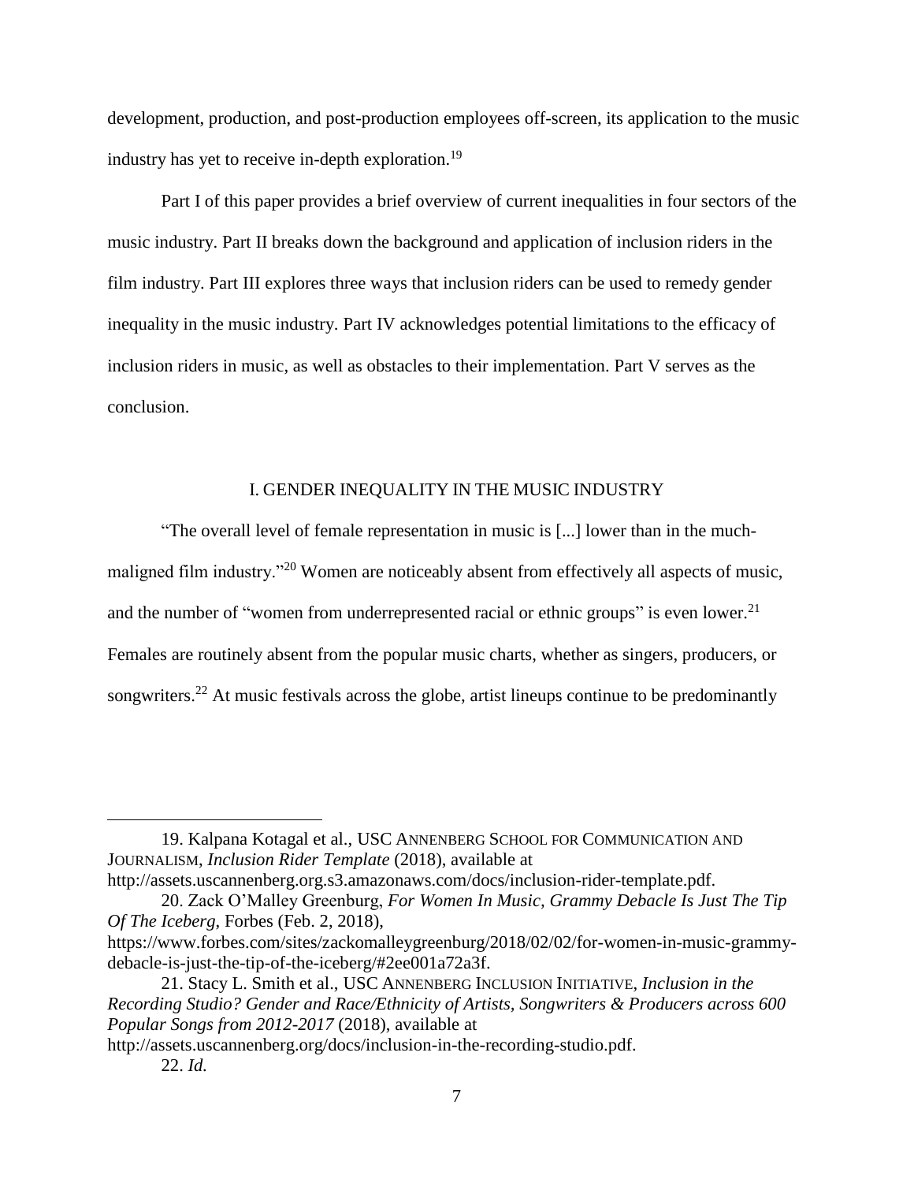development, production, and post-production employees off-screen, its application to the music industry has yet to receive in-depth exploration.[19]

Part I of this paper provides a brief overview of current inequalities in four sectors of the music industry. Part II breaks down the background and application of inclusion riders in the film industry. Part III explores three ways that inclusion riders can be used to remedy gender inequality in the music industry. Part IV acknowledges potential limitations to the efficacy of inclusion riders in music, as well as obstacles to their implementation. Part V serves as the conclusion.

## I. GENDER INEQUALITY IN THE MUSIC INDUSTRY

"The overall level of female representation in music is [...] lower than in the much-maligned film industry."[20] Women are noticeably absent from effectively all aspects of music, and the number of "women from underrepresented racial or ethnic groups" is even lower.[21] Females are routinely absent from the popular music charts, whether as singers, producers, or songwriters.[22] At music festivals across the globe, artist lineups continue to be predominantly

---

19. Kalpana Kotagal et al., USC ANNENBERG SCHOOL FOR COMMUNICATION AND JOURNALISM, *Inclusion Rider Template* (2018), available at http://assets.uscannenberg.org.s3.amazonaws.com/docs/inclusion-rider-template.pdf.

20. Zack O'Malley Greenburg, *For Women In Music, Grammy Debacle Is Just The Tip Of The Iceberg*, Forbes (Feb. 2, 2018), https://www.forbes.com/sites/zackomalleygreenburg/2018/02/02/for-women-in-music-grammy-debacle-is-just-the-tip-of-the-iceberg/#2ee001a72a3f.

21. Stacy L. Smith et al., USC ANNENBERG INCLUSION INITIATIVE, *Inclusion in the Recording Studio? Gender and Race/Ethnicity of Artists, Songwriters & Producers across 600 Popular Songs from 2012-2017* (2018), available at http://assets.uscannenberg.org/docs/inclusion-in-the-recording-studio.pdf.

22. *Id.*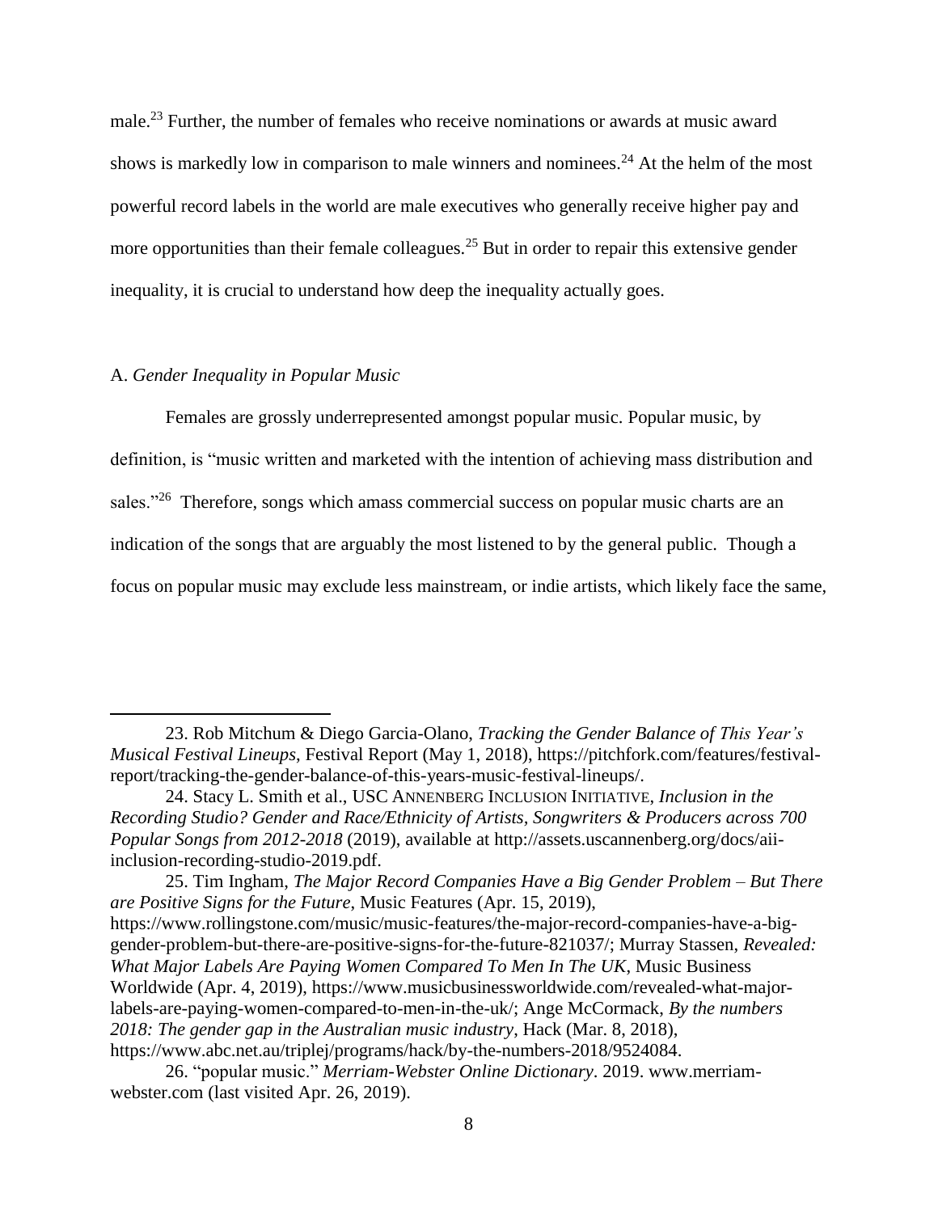male.[23] Further, the number of females who receive nominations or awards at music award shows is markedly low in comparison to male winners and nominees.[24] At the helm of the most powerful record labels in the world are male executives who generally receive higher pay and more opportunities than their female colleagues.[25] But in order to repair this extensive gender inequality, it is crucial to understand how deep the inequality actually goes.

### A. *Gender Inequality in Popular Music*

Females are grossly underrepresented amongst popular music. Popular music, by definition, is "music written and marketed with the intention of achieving mass distribution and sales."[26] Therefore, songs which amass commercial success on popular music charts are an indication of the songs that are arguably the most listened to by the general public. Though a focus on popular music may exclude less mainstream, or indie artists, which likely face the same,

---

23. Rob Mitchum & Diego Garcia-Olano, *Tracking the Gender Balance of This Year's Musical Festival Lineups*, Festival Report (May 1, 2018), https://pitchfork.com/features/festival-report/tracking-the-gender-balance-of-this-years-music-festival-lineups/.

24. Stacy L. Smith et al., USC ANNENBERG INCLUSION INITIATIVE, *Inclusion in the Recording Studio? Gender and Race/Ethnicity of Artists, Songwriters & Producers across 700 Popular Songs from 2012-2018* (2019), available at http://assets.uscannenberg.org/docs/aii-inclusion-recording-studio-2019.pdf.

25. Tim Ingham, *The Major Record Companies Have a Big Gender Problem – But There are Positive Signs for the Future*, Music Features (Apr. 15, 2019), https://www.rollingstone.com/music/music-features/the-major-record-companies-have-a-big-gender-problem-but-there-are-positive-signs-for-the-future-821037/; Murray Stassen, *Revealed: What Major Labels Are Paying Women Compared To Men In The UK*, Music Business Worldwide (Apr. 4, 2019), https://www.musicbusinessworldwide.com/revealed-what-major-labels-are-paying-women-compared-to-men-in-the-uk/; Ange McCormack, *By the numbers 2018: The gender gap in the Australian music industry*, Hack (Mar. 8, 2018), https://www.abc.net.au/triplej/programs/hack/by-the-numbers-2018/9524084.

26. "popular music." *Merriam-Webster Online Dictionary*. 2019. www.merriam-webster.com (last visited Apr. 26, 2019).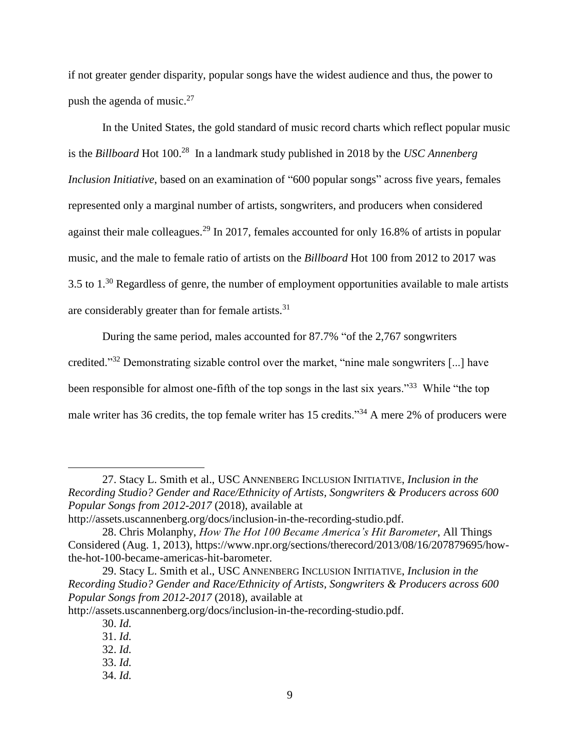if not greater gender disparity, popular songs have the widest audience and thus, the power to push the agenda of music.[27]

In the United States, the gold standard of music record charts which reflect popular music is the *Billboard* Hot 100.[28] In a landmark study published in 2018 by the *USC Annenberg Inclusion Initiative*, based on an examination of "600 popular songs" across five years, females represented only a marginal number of artists, songwriters, and producers when considered against their male colleagues.[29] In 2017, females accounted for only 16.8% of artists in popular music, and the male to female ratio of artists on the *Billboard* Hot 100 from 2012 to 2017 was 3.5 to 1.[30] Regardless of genre, the number of employment opportunities available to male artists are considerably greater than for female artists.[31]

During the same period, males accounted for 87.7% "of the 2,767 songwriters credited."[32] Demonstrating sizable control over the market, "nine male songwriters [...] have been responsible for almost one-fifth of the top songs in the last six years."[33] While "the top male writer has 36 credits, the top female writer has 15 credits."[34] A mere 2% of producers were

---

27. Stacy L. Smith et al., USC ANNENBERG INCLUSION INITIATIVE, *Inclusion in the Recording Studio? Gender and Race/Ethnicity of Artists, Songwriters & Producers across 600 Popular Songs from 2012-2017* (2018), available at http://assets.uscannenberg.org/docs/inclusion-in-the-recording-studio.pdf.

28. Chris Molanphy, *How The Hot 100 Became America's Hit Barometer*, All Things Considered (Aug. 1, 2013), https://www.npr.org/sections/therecord/2013/08/16/207879695/how-the-hot-100-became-americas-hit-barometer.

29. Stacy L. Smith et al., USC ANNENBERG INCLUSION INITIATIVE, *Inclusion in the Recording Studio? Gender and Race/Ethnicity of Artists, Songwriters & Producers across 600 Popular Songs from 2012-2017* (2018), available at http://assets.uscannenberg.org/docs/inclusion-in-the-recording-studio.pdf.

30. *Id.*

31. *Id.*

32. *Id.*

33. *Id.*

34. *Id.*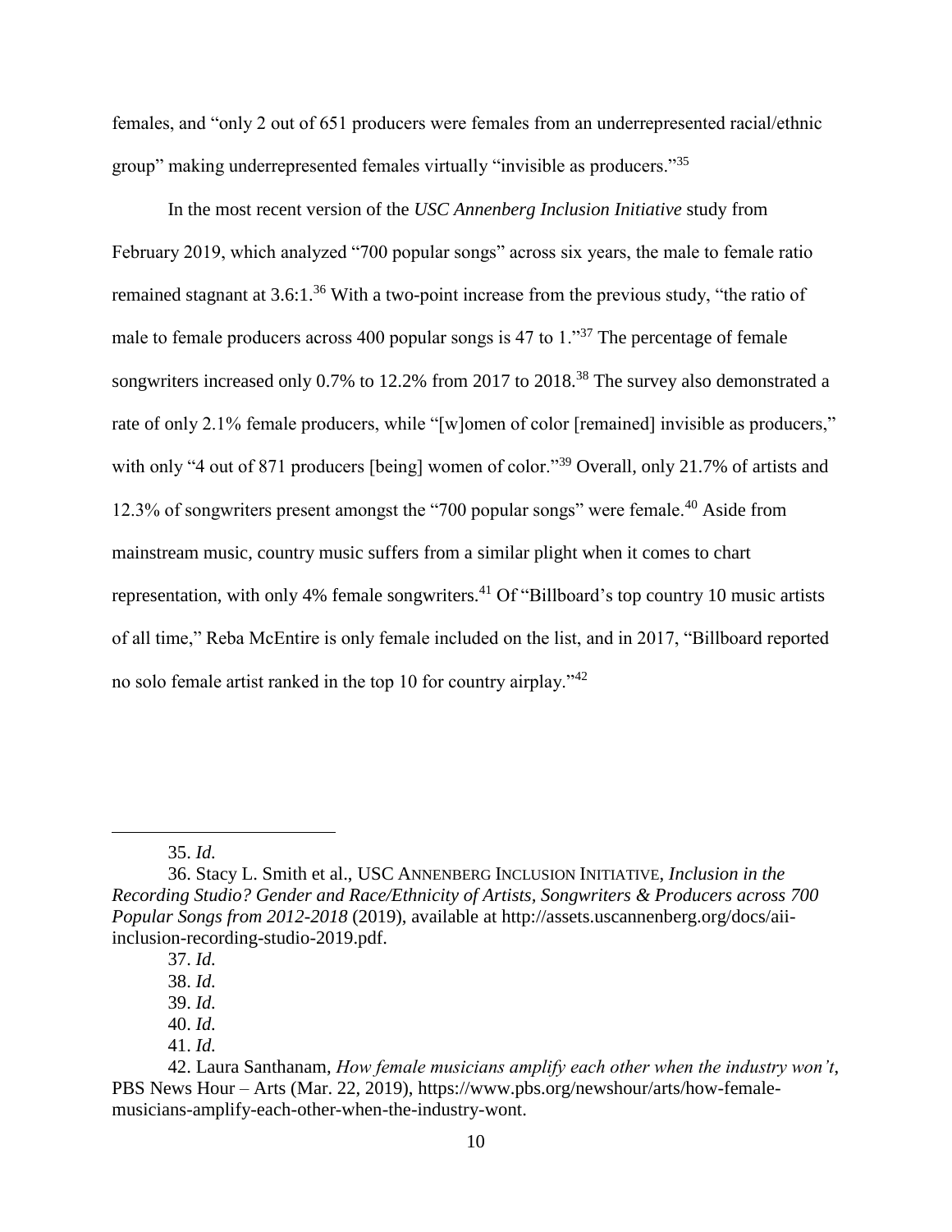females, and "only 2 out of 651 producers were females from an underrepresented racial/ethnic group" making underrepresented females virtually "invisible as producers."[35]

In the most recent version of the *USC Annenberg Inclusion Initiative* study from February 2019, which analyzed "700 popular songs" across six years, the male to female ratio remained stagnant at 3.6:1.[36] With a two-point increase from the previous study, "the ratio of male to female producers across 400 popular songs is 47 to 1."[37] The percentage of female songwriters increased only 0.7% to 12.2% from 2017 to 2018.[38] The survey also demonstrated a rate of only 2.1% female producers, while "[w]omen of color [remained] invisible as producers," with only "4 out of 871 producers [being] women of color."[39] Overall, only 21.7% of artists and 12.3% of songwriters present amongst the "700 popular songs" were female.[40] Aside from mainstream music, country music suffers from a similar plight when it comes to chart representation, with only 4% female songwriters.[41] Of "Billboard's top country 10 music artists of all time," Reba McEntire is only female included on the list, and in 2017, "Billboard reported no solo female artist ranked in the top 10 for country airplay."[42]

---

35. *Id.*

36. Stacy L. Smith et al., USC ANNENBERG INCLUSION INITIATIVE, *Inclusion in the Recording Studio? Gender and Race/Ethnicity of Artists, Songwriters & Producers across 700 Popular Songs from 2012-2018* (2019), available at http://assets.uscannenberg.org/docs/aii-inclusion-recording-studio-2019.pdf.

37. *Id.*

38. *Id.*

39. *Id.*

40. *Id.*

41. *Id.*

42. Laura Santhanam, *How female musicians amplify each other when the industry won't*, PBS News Hour – Arts (Mar. 22, 2019), https://www.pbs.org/newshour/arts/how-female-musicians-amplify-each-other-when-the-industry-wont.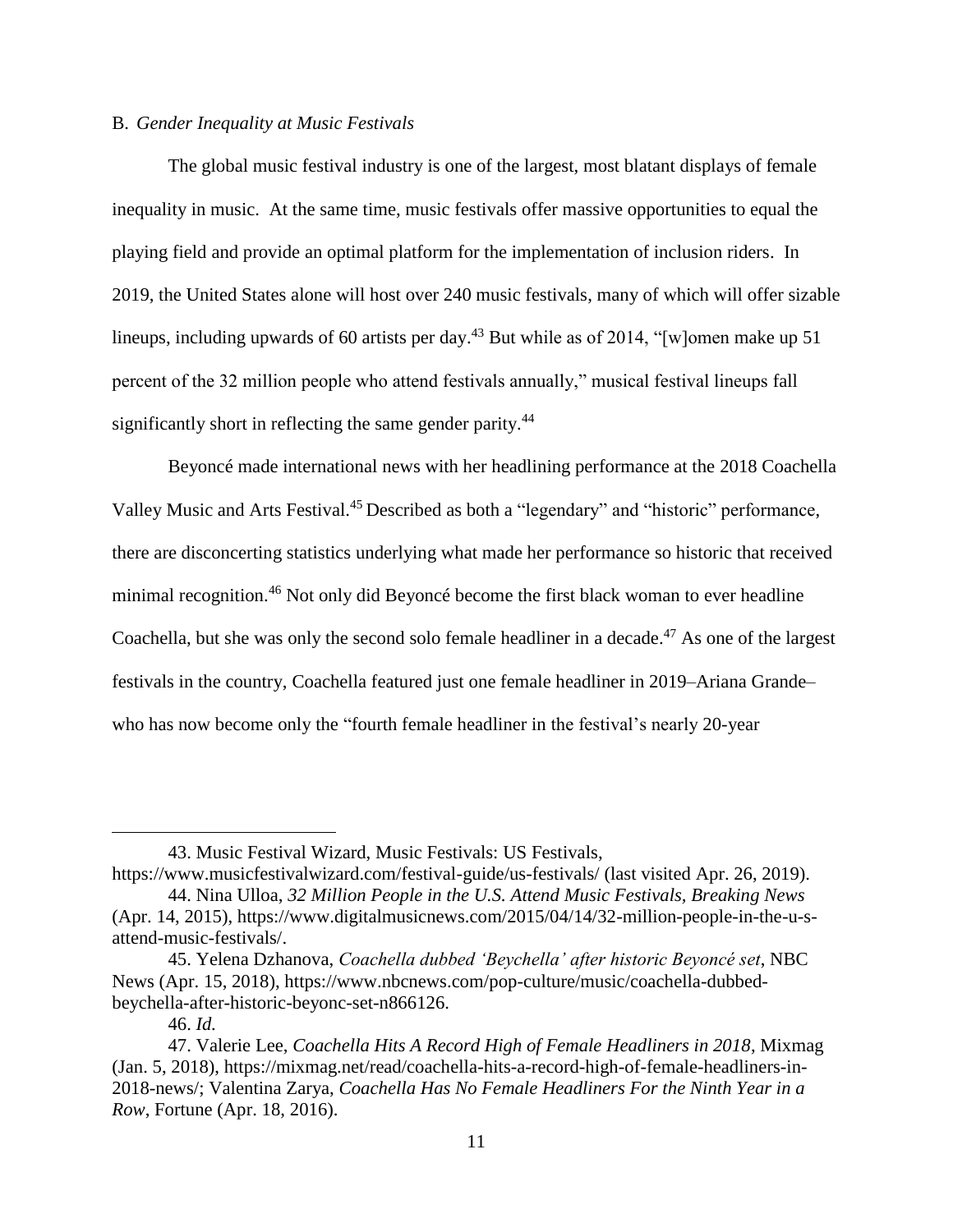B. *Gender Inequality at Music Festivals*

The global music festival industry is one of the largest, most blatant displays of female inequality in music. At the same time, music festivals offer massive opportunities to equal the playing field and provide an optimal platform for the implementation of inclusion riders. In 2019, the United States alone will host over 240 music festivals, many of which will offer sizable lineups, including upwards of 60 artists per day.[43] But while as of 2014, "[w]omen make up 51 percent of the 32 million people who attend festivals annually," musical festival lineups fall significantly short in reflecting the same gender parity.[44]

Beyoncé made international news with her headlining performance at the 2018 Coachella Valley Music and Arts Festival.[45] Described as both a "legendary" and "historic" performance, there are disconcerting statistics underlying what made her performance so historic that received minimal recognition.[46] Not only did Beyoncé become the first black woman to ever headline Coachella, but she was only the second solo female headliner in a decade.[47] As one of the largest festivals in the country, Coachella featured just one female headliner in 2019–Ariana Grande– who has now become only the "fourth female headliner in the festival's nearly 20-year

---

43. Music Festival Wizard, Music Festivals: US Festivals, https://www.musicfestivalwizard.com/festival-guide/us-festivals/ (last visited Apr. 26, 2019).

44. Nina Ulloa, *32 Million People in the U.S. Attend Music Festivals, Breaking News* (Apr. 14, 2015), https://www.digitalmusicnews.com/2015/04/14/32-million-people-in-the-u-s-attend-music-festivals/.

45. Yelena Dzhanova, *Coachella dubbed 'Beychella' after historic Beyoncé set*, NBC News (Apr. 15, 2018), https://www.nbcnews.com/pop-culture/music/coachella-dubbed-beychella-after-historic-beyonc-set-n866126.

46. *Id.*

47. Valerie Lee, *Coachella Hits A Record High of Female Headliners in 2018*, Mixmag (Jan. 5, 2018), https://mixmag.net/read/coachella-hits-a-record-high-of-female-headliners-in-2018-news/; Valentina Zarya, *Coachella Has No Female Headliners For the Ninth Year in a Row*, Fortune (Apr. 18, 2016).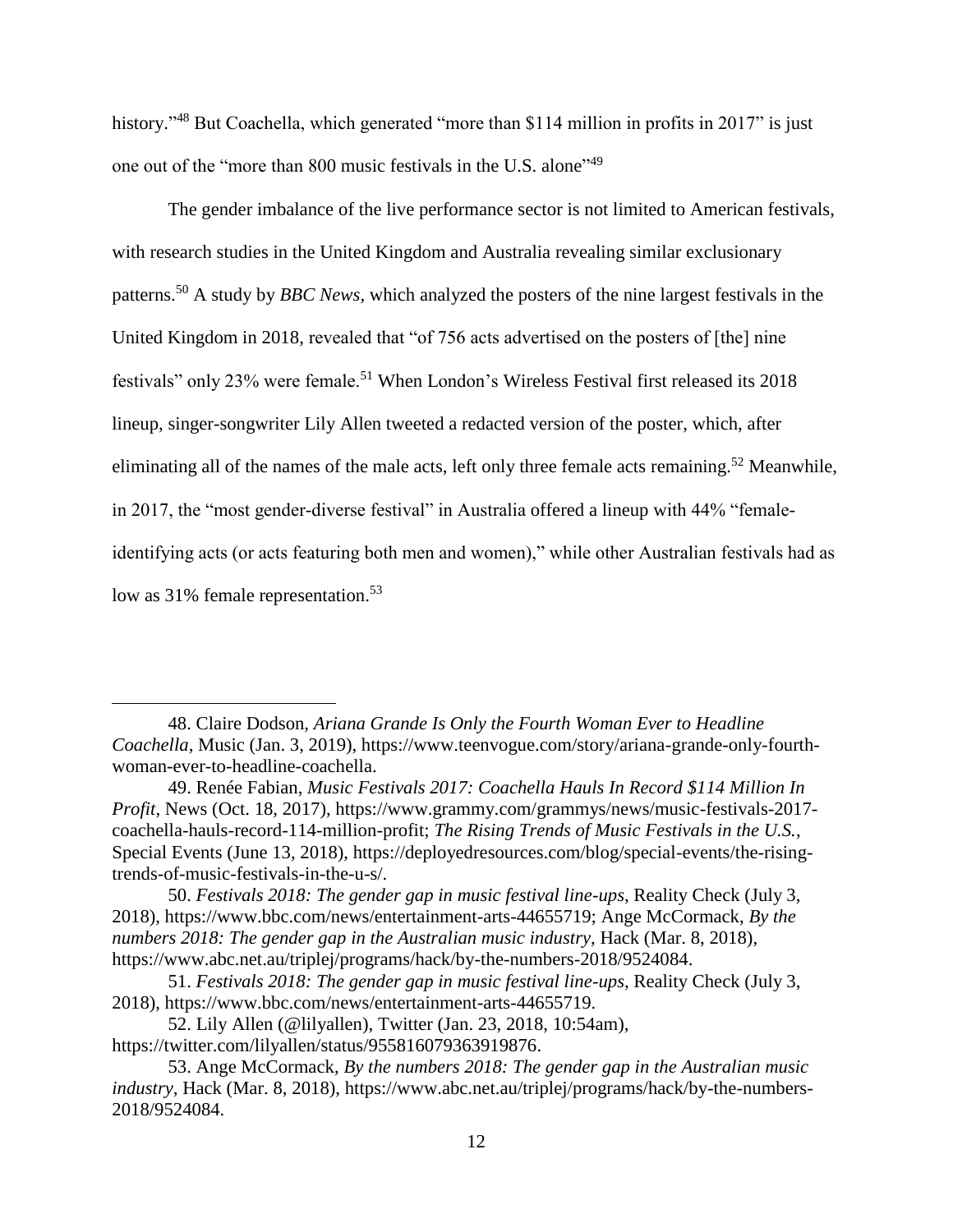history."[48] But Coachella, which generated "more than $114 million in profits in 2017" is just one out of the "more than 800 music festivals in the U.S. alone"[49]

The gender imbalance of the live performance sector is not limited to American festivals, with research studies in the United Kingdom and Australia revealing similar exclusionary patterns.[50] A study by *BBC News*, which analyzed the posters of the nine largest festivals in the United Kingdom in 2018, revealed that "of 756 acts advertised on the posters of [the] nine festivals" only 23% were female.[51] When London's Wireless Festival first released its 2018 lineup, singer-songwriter Lily Allen tweeted a redacted version of the poster, which, after eliminating all of the names of the male acts, left only three female acts remaining.[52] Meanwhile, in 2017, the "most gender-diverse festival" in Australia offered a lineup with 44% "female-identifying acts (or acts featuring both men and women)," while other Australian festivals had as low as 31% female representation.[53]

---

48. Claire Dodson, *Ariana Grande Is Only the Fourth Woman Ever to Headline Coachella*, Music (Jan. 3, 2019), https://www.teenvogue.com/story/ariana-grande-only-fourth-woman-ever-to-headline-coachella.

49. Renée Fabian, *Music Festivals 2017: Coachella Hauls In Record $114 Million In Profit*, News (Oct. 18, 2017), https://www.grammy.com/grammys/news/music-festivals-2017-coachella-hauls-record-114-million-profit; *The Rising Trends of Music Festivals in the U.S.*, Special Events (June 13, 2018), https://deployedresources.com/blog/special-events/the-rising-trends-of-music-festivals-in-the-u-s/.

50. *Festivals 2018: The gender gap in music festival line-ups*, Reality Check (July 3, 2018), https://www.bbc.com/news/entertainment-arts-44655719; Ange McCormack, *By the numbers 2018: The gender gap in the Australian music industry*, Hack (Mar. 8, 2018), https://www.abc.net.au/triplej/programs/hack/by-the-numbers-2018/9524084.

51. *Festivals 2018: The gender gap in music festival line-ups*, Reality Check (July 3, 2018), https://www.bbc.com/news/entertainment-arts-44655719.

52. Lily Allen (@lilyallen), Twitter (Jan. 23, 2018, 10:54am), https://twitter.com/lilyallen/status/955816079363919876.

53. Ange McCormack, *By the numbers 2018: The gender gap in the Australian music industry*, Hack (Mar. 8, 2018), https://www.abc.net.au/triplej/programs/hack/by-the-numbers-2018/9524084.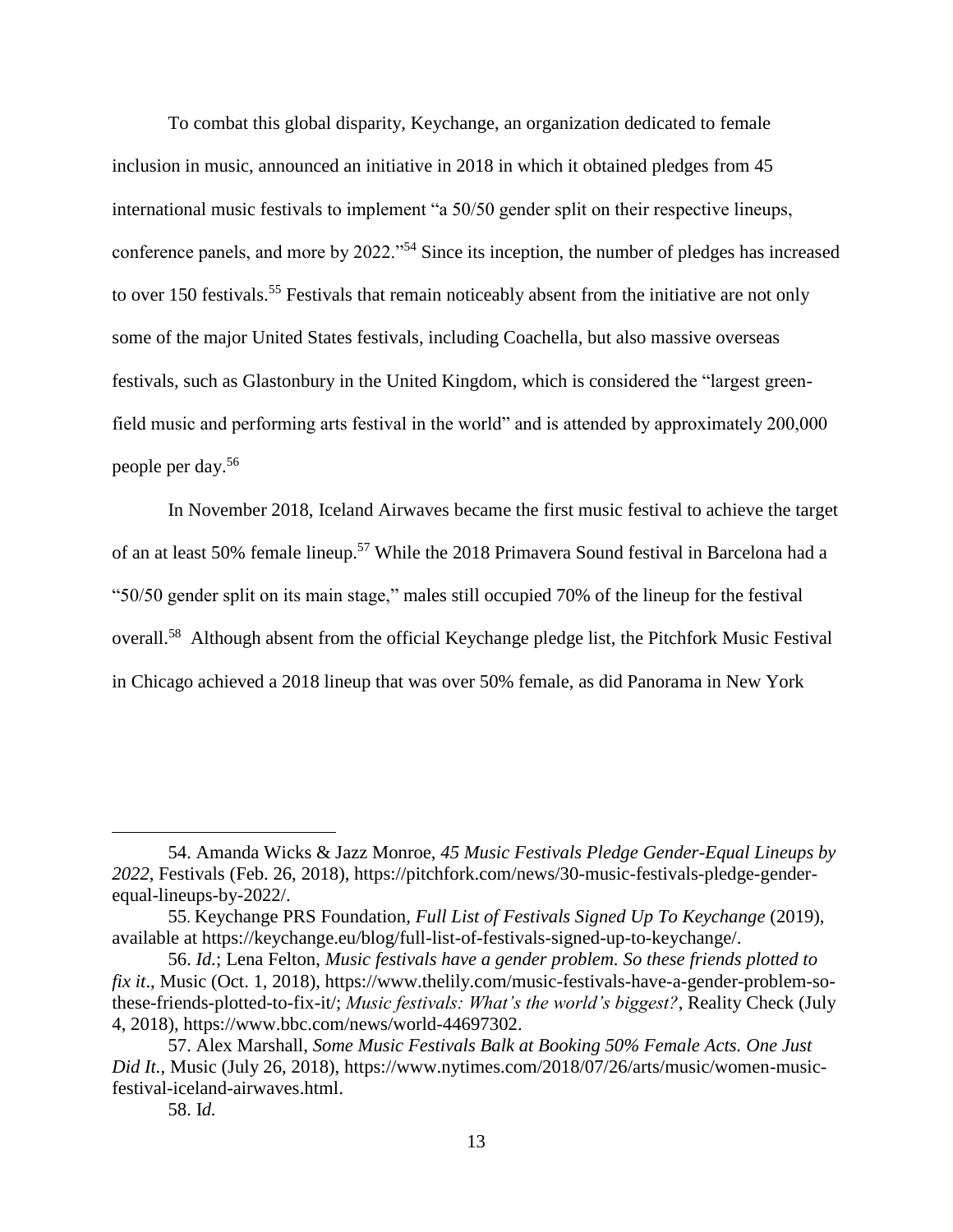To combat this global disparity, Keychange, an organization dedicated to female inclusion in music, announced an initiative in 2018 in which it obtained pledges from 45 international music festivals to implement "a 50/50 gender split on their respective lineups, conference panels, and more by 2022."[54] Since its inception, the number of pledges has increased to over 150 festivals.[55] Festivals that remain noticeably absent from the initiative are not only some of the major United States festivals, including Coachella, but also massive overseas festivals, such as Glastonbury in the United Kingdom, which is considered the "largest green-field music and performing arts festival in the world" and is attended by approximately 200,000 people per day.[56]

In November 2018, Iceland Airwaves became the first music festival to achieve the target of an at least 50% female lineup.[57] While the 2018 Primavera Sound festival in Barcelona had a "50/50 gender split on its main stage," males still occupied 70% of the lineup for the festival overall.[58] Although absent from the official Keychange pledge list, the Pitchfork Music Festival in Chicago achieved a 2018 lineup that was over 50% female, as did Panorama in New York

---

54. Amanda Wicks & Jazz Monroe, *45 Music Festivals Pledge Gender-Equal Lineups by 2022*, Festivals (Feb. 26, 2018), https://pitchfork.com/news/30-music-festivals-pledge-gender-equal-lineups-by-2022/.

55. Keychange PRS Foundation, *Full List of Festivals Signed Up To Keychange* (2019), available at https://keychange.eu/blog/full-list-of-festivals-signed-up-to-keychange/.

56. *Id.*; Lena Felton, *Music festivals have a gender problem. So these friends plotted to fix it*., Music (Oct. 1, 2018), https://www.thelily.com/music-festivals-have-a-gender-problem-so-these-friends-plotted-to-fix-it/; *Music festivals: What's the world's biggest?*, Reality Check (July 4, 2018), https://www.bbc.com/news/world-44697302.

57. Alex Marshall, *Some Music Festivals Balk at Booking 50% Female Acts. One Just Did It.*, Music (July 26, 2018), https://www.nytimes.com/2018/07/26/arts/music/women-music-festival-iceland-airwaves.html.

58. I*d.*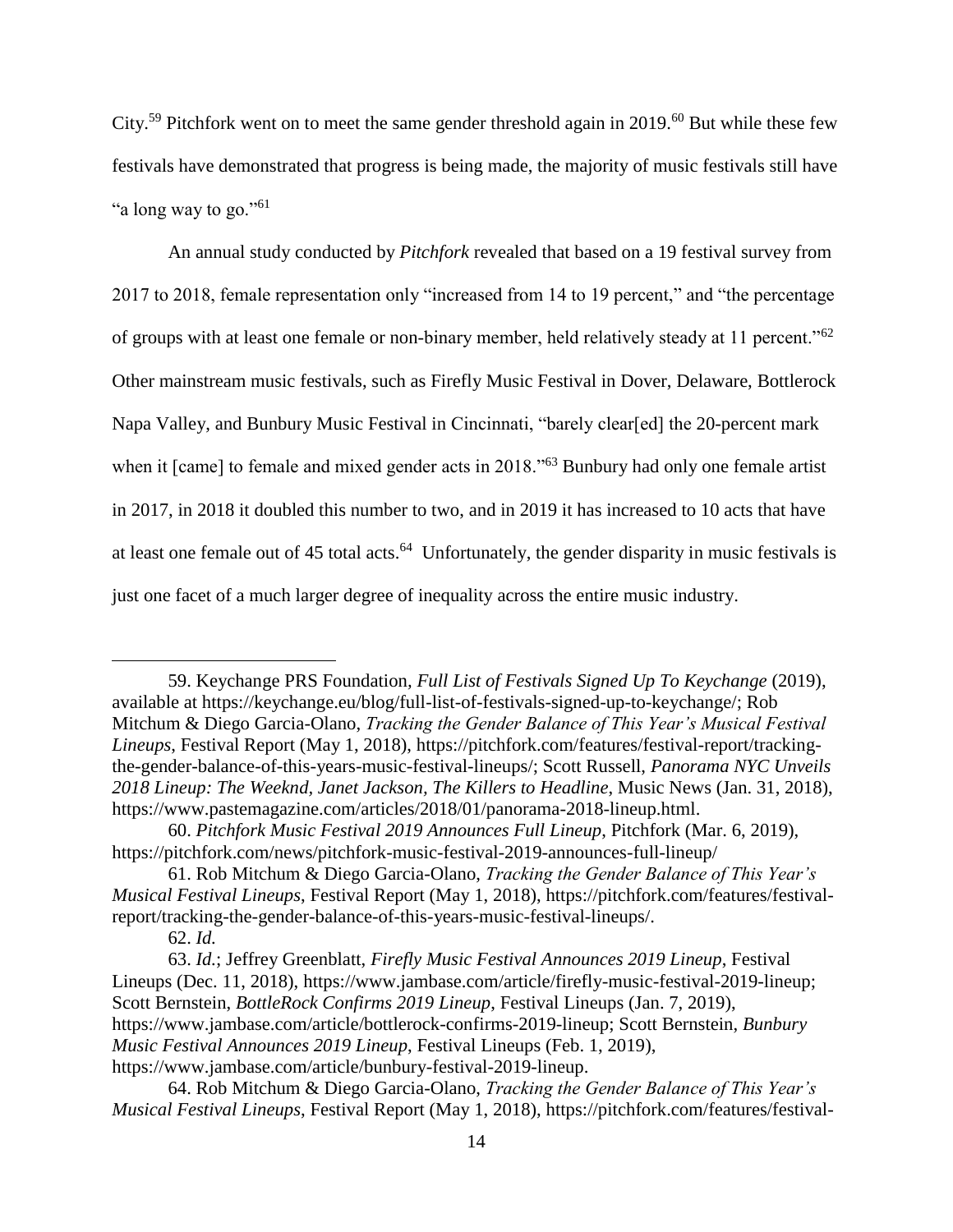City.[59] Pitchfork went on to meet the same gender threshold again in 2019.[60] But while these few festivals have demonstrated that progress is being made, the majority of music festivals still have "a long way to go."[61]

An annual study conducted by *Pitchfork* revealed that based on a 19 festival survey from 2017 to 2018, female representation only "increased from 14 to 19 percent," and "the percentage of groups with at least one female or non-binary member, held relatively steady at 11 percent."[62] Other mainstream music festivals, such as Firefly Music Festival in Dover, Delaware, Bottlerock Napa Valley, and Bunbury Music Festival in Cincinnati, "barely clear[ed] the 20-percent mark when it [came] to female and mixed gender acts in 2018."[63] Bunbury had only one female artist in 2017, in 2018 it doubled this number to two, and in 2019 it has increased to 10 acts that have at least one female out of 45 total acts.[64] Unfortunately, the gender disparity in music festivals is just one facet of a much larger degree of inequality across the entire music industry.

---

59. Keychange PRS Foundation, *Full List of Festivals Signed Up To Keychange* (2019), available at https://keychange.eu/blog/full-list-of-festivals-signed-up-to-keychange/; Rob Mitchum & Diego Garcia-Olano, *Tracking the Gender Balance of This Year's Musical Festival Lineups*, Festival Report (May 1, 2018), https://pitchfork.com/features/festival-report/tracking-the-gender-balance-of-this-years-music-festival-lineups/; Scott Russell, *Panorama NYC Unveils 2018 Lineup: The Weeknd, Janet Jackson, The Killers to Headline*, Music News (Jan. 31, 2018), https://www.pastemagazine.com/articles/2018/01/panorama-2018-lineup.html.

60. *Pitchfork Music Festival 2019 Announces Full Lineup*, Pitchfork (Mar. 6, 2019), https://pitchfork.com/news/pitchfork-music-festival-2019-announces-full-lineup/

61. Rob Mitchum & Diego Garcia-Olano, *Tracking the Gender Balance of This Year's Musical Festival Lineups*, Festival Report (May 1, 2018), https://pitchfork.com/features/festival-report/tracking-the-gender-balance-of-this-years-music-festival-lineups/.

62. *Id.*

63. *Id.*; Jeffrey Greenblatt, *Firefly Music Festival Announces 2019 Lineup*, Festival Lineups (Dec. 11, 2018), https://www.jambase.com/article/firefly-music-festival-2019-lineup; Scott Bernstein, *BottleRock Confirms 2019 Lineup*, Festival Lineups (Jan. 7, 2019), https://www.jambase.com/article/bottlerock-confirms-2019-lineup; Scott Bernstein, *Bunbury Music Festival Announces 2019 Lineup*, Festival Lineups (Feb. 1, 2019), https://www.jambase.com/article/bunbury-festival-2019-lineup.

64. Rob Mitchum & Diego Garcia-Olano, *Tracking the Gender Balance of This Year's Musical Festival Lineups*, Festival Report (May 1, 2018), https://pitchfork.com/features/festival-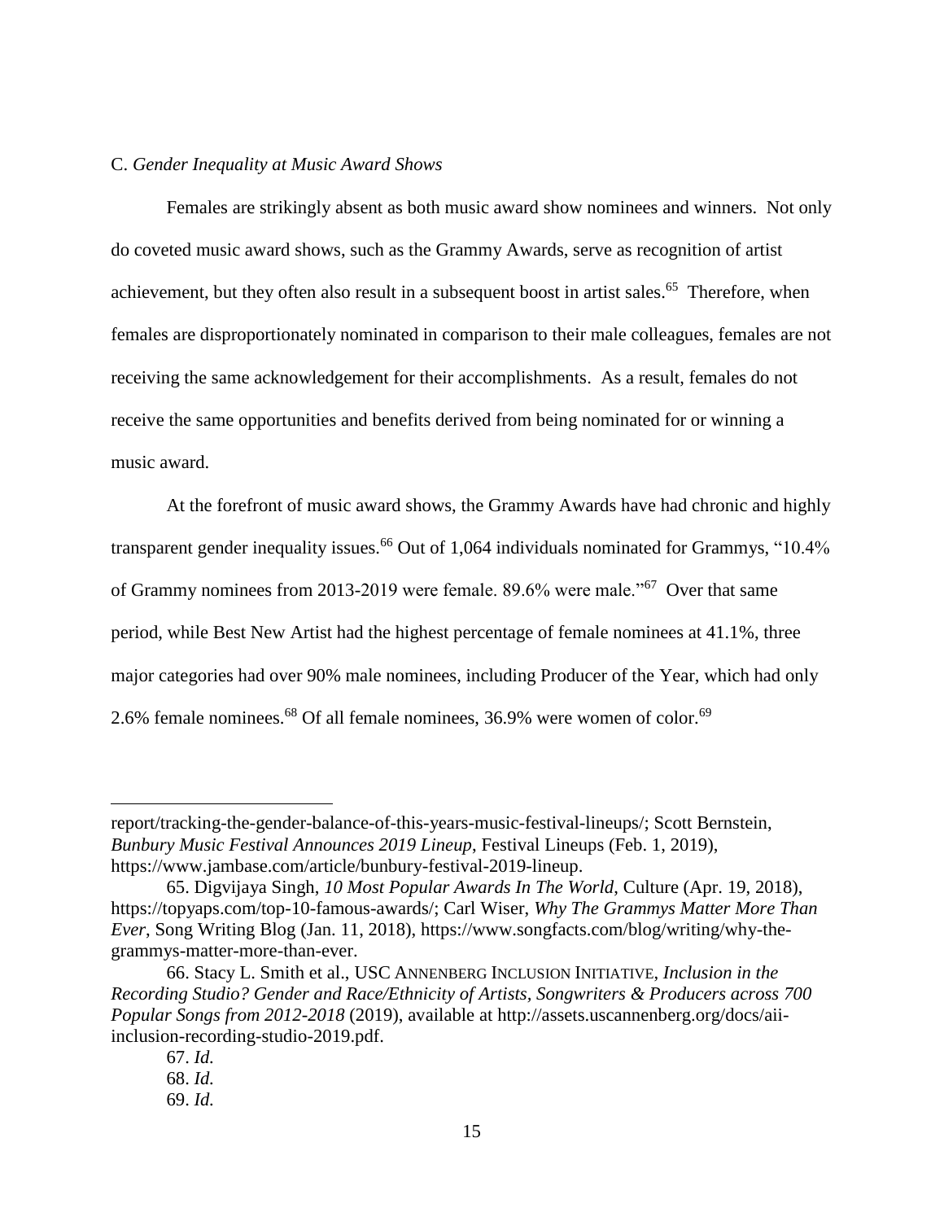### C. *Gender Inequality at Music Award Shows*

Females are strikingly absent as both music award show nominees and winners. Not only do coveted music award shows, such as the Grammy Awards, serve as recognition of artist achievement, but they often also result in a subsequent boost in artist sales.[65] Therefore, when females are disproportionately nominated in comparison to their male colleagues, females are not receiving the same acknowledgement for their accomplishments. As a result, females do not receive the same opportunities and benefits derived from being nominated for or winning a music award.

At the forefront of music award shows, the Grammy Awards have had chronic and highly transparent gender inequality issues.[66] Out of 1,064 individuals nominated for Grammys, "10.4% of Grammy nominees from 2013-2019 were female. 89.6% were male."[67] Over that same period, while Best New Artist had the highest percentage of female nominees at 41.1%, three major categories had over 90% male nominees, including Producer of the Year, which had only 2.6% female nominees.[68] Of all female nominees, 36.9% were women of color.[69]

---

report/tracking-the-gender-balance-of-this-years-music-festival-lineups/; Scott Bernstein, *Bunbury Music Festival Announces 2019 Lineup*, Festival Lineups (Feb. 1, 2019), https://www.jambase.com/article/bunbury-festival-2019-lineup.

65. Digvijaya Singh, *10 Most Popular Awards In The World*, Culture (Apr. 19, 2018), https://topyaps.com/top-10-famous-awards/; Carl Wiser, *Why The Grammys Matter More Than Ever*, Song Writing Blog (Jan. 11, 2018), https://www.songfacts.com/blog/writing/why-the-grammys-matter-more-than-ever.

66. Stacy L. Smith et al., USC ANNENBERG INCLUSION INITIATIVE, *Inclusion in the Recording Studio? Gender and Race/Ethnicity of Artists, Songwriters & Producers across 700 Popular Songs from 2012-2018* (2019), available at http://assets.uscannenberg.org/docs/aii-inclusion-recording-studio-2019.pdf.

67. *Id.*

68. *Id.*

69. *Id.*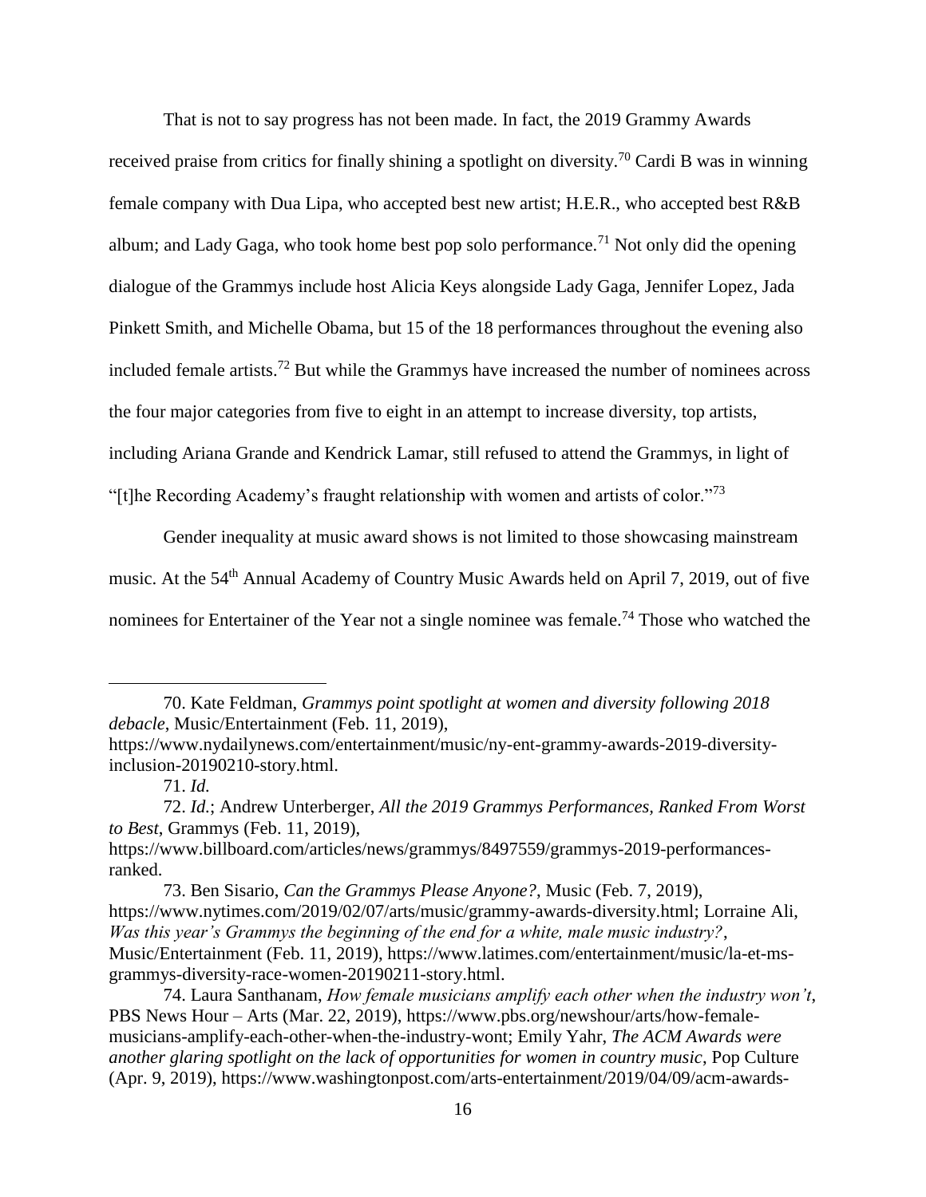That is not to say progress has not been made. In fact, the 2019 Grammy Awards received praise from critics for finally shining a spotlight on diversity.[70] Cardi B was in winning female company with Dua Lipa, who accepted best new artist; H.E.R., who accepted best R&B album; and Lady Gaga, who took home best pop solo performance.[71] Not only did the opening dialogue of the Grammys include host Alicia Keys alongside Lady Gaga, Jennifer Lopez, Jada Pinkett Smith, and Michelle Obama, but 15 of the 18 performances throughout the evening also included female artists.[72] But while the Grammys have increased the number of nominees across the four major categories from five to eight in an attempt to increase diversity, top artists, including Ariana Grande and Kendrick Lamar, still refused to attend the Grammys, in light of "[t]he Recording Academy's fraught relationship with women and artists of color."[73]

Gender inequality at music award shows is not limited to those showcasing mainstream music. At the 54th Annual Academy of Country Music Awards held on April 7, 2019, out of five nominees for Entertainer of the Year not a single nominee was female.[74] Those who watched the

---

70. Kate Feldman, *Grammys point spotlight at women and diversity following 2018 debacle*, Music/Entertainment (Feb. 11, 2019), https://www.nydailynews.com/entertainment/music/ny-ent-grammy-awards-2019-diversity-inclusion-20190210-story.html.

71. *Id.*

72. *Id*.; Andrew Unterberger, *All the 2019 Grammys Performances, Ranked From Worst to Best*, Grammys (Feb. 11, 2019), https://www.billboard.com/articles/news/grammys/8497559/grammys-2019-performances-ranked.

73. Ben Sisario, *Can the Grammys Please Anyone?*, Music (Feb. 7, 2019), https://www.nytimes.com/2019/02/07/arts/music/grammy-awards-diversity.html; Lorraine Ali, *Was this year's Grammys the beginning of the end for a white, male music industry?*, Music/Entertainment (Feb. 11, 2019), https://www.latimes.com/entertainment/music/la-et-ms-grammys-diversity-race-women-20190211-story.html.

74. Laura Santhanam, *How female musicians amplify each other when the industry won't*, PBS News Hour – Arts (Mar. 22, 2019), https://www.pbs.org/newshour/arts/how-female-musicians-amplify-each-other-when-the-industry-wont; Emily Yahr, *The ACM Awards were another glaring spotlight on the lack of opportunities for women in country music*, Pop Culture (Apr. 9, 2019), https://www.washingtonpost.com/arts-entertainment/2019/04/09/acm-awards-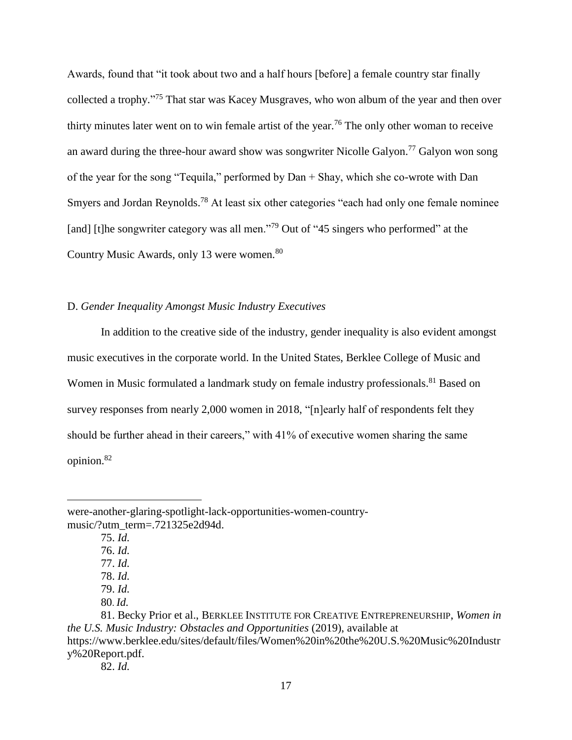Awards, found that "it took about two and a half hours [before] a female country star finally collected a trophy."[75] That star was Kacey Musgraves, who won album of the year and then over thirty minutes later went on to win female artist of the year.[76] The only other woman to receive an award during the three-hour award show was songwriter Nicolle Galyon.[77] Galyon won song of the year for the song "Tequila," performed by Dan + Shay, which she co-wrote with Dan Smyers and Jordan Reynolds.[78] At least six other categories "each had only one female nominee [and] [t]he songwriter category was all men."[79] Out of "45 singers who performed" at the Country Music Awards, only 13 were women.[80]

D. *Gender Inequality Amongst Music Industry Executives*

In addition to the creative side of the industry, gender inequality is also evident amongst music executives in the corporate world. In the United States, Berklee College of Music and Women in Music formulated a landmark study on female industry professionals.[81] Based on survey responses from nearly 2,000 women in 2018, "[n]early half of respondents felt they should be further ahead in their careers," with 41% of executive women sharing the same opinion.[82]

---

were-another-glaring-spotlight-lack-opportunities-women-country-music/?utm_term=.721325e2d94d.

75. *Id.*

76. *Id.*

77. *Id.*

78. *Id.*

79. *Id.*

80. *Id.*

81. Becky Prior et al., BERKLEE INSTITUTE FOR CREATIVE ENTREPRENEURSHIP, *Women in the U.S. Music Industry: Obstacles and Opportunities* (2019), available at https://www.berklee.edu/sites/default/files/Women%20in%20the%20U.S.%20Music%20Industry%20Report.pdf.

82. *Id.*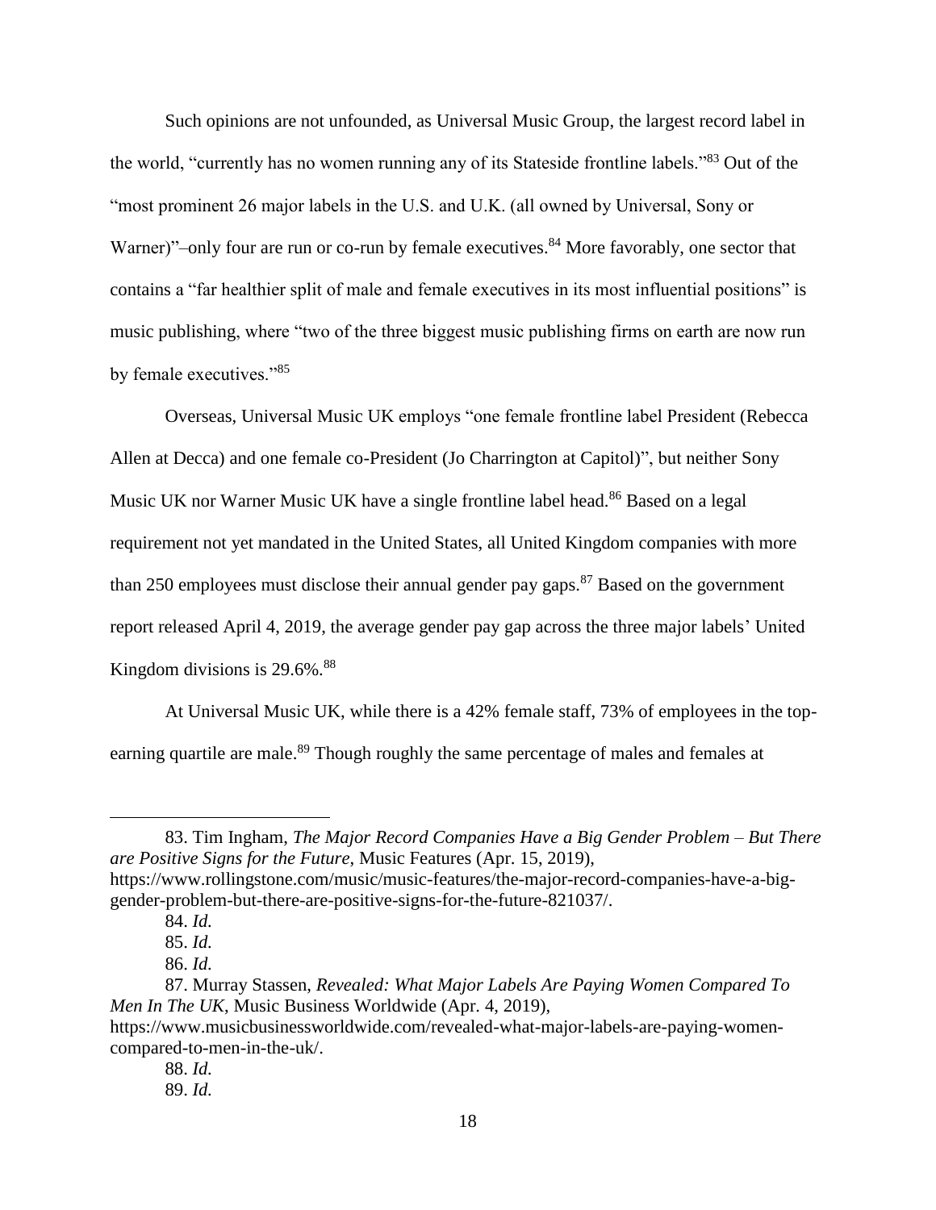Such opinions are not unfounded, as Universal Music Group, the largest record label in the world, "currently has no women running any of its Stateside frontline labels."[83] Out of the "most prominent 26 major labels in the U.S. and U.K. (all owned by Universal, Sony or Warner)"–only four are run or co-run by female executives.[84] More favorably, one sector that contains a "far healthier split of male and female executives in its most influential positions" is music publishing, where "two of the three biggest music publishing firms on earth are now run by female executives."[85]

Overseas, Universal Music UK employs "one female frontline label President (Rebecca Allen at Decca) and one female co-President (Jo Charrington at Capitol)", but neither Sony Music UK nor Warner Music UK have a single frontline label head.[86] Based on a legal requirement not yet mandated in the United States, all United Kingdom companies with more than 250 employees must disclose their annual gender pay gaps.[87] Based on the government report released April 4, 2019, the average gender pay gap across the three major labels' United Kingdom divisions is 29.6%.[88]

At Universal Music UK, while there is a 42% female staff, 73% of employees in the top-earning quartile are male.[89] Though roughly the same percentage of males and females at

---

83. Tim Ingham, *The Major Record Companies Have a Big Gender Problem – But There are Positive Signs for the Future*, Music Features (Apr. 15, 2019), https://www.rollingstone.com/music/music-features/the-major-record-companies-have-a-big-gender-problem-but-there-are-positive-signs-for-the-future-821037/.

84. *Id.*

85. *Id.*

86. *Id.*

87. Murray Stassen, *Revealed: What Major Labels Are Paying Women Compared To Men In The UK*, Music Business Worldwide (Apr. 4, 2019), https://www.musicbusinessworldwide.com/revealed-what-major-labels-are-paying-women-compared-to-men-in-the-uk/.

88. *Id.*

89. *Id.*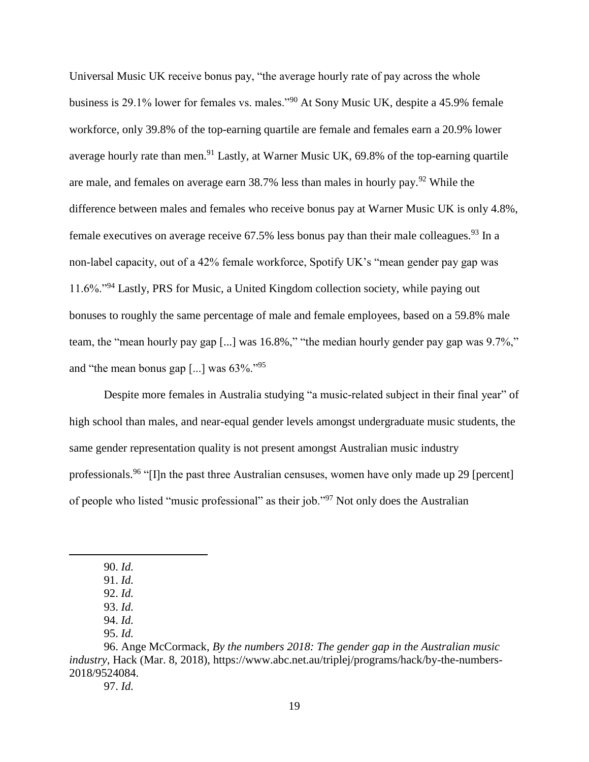Universal Music UK receive bonus pay, "the average hourly rate of pay across the whole business is 29.1% lower for females vs. males."[90] At Sony Music UK, despite a 45.9% female workforce, only 39.8% of the top-earning quartile are female and females earn a 20.9% lower average hourly rate than men.[91] Lastly, at Warner Music UK, 69.8% of the top-earning quartile are male, and females on average earn 38.7% less than males in hourly pay.[92] While the difference between males and females who receive bonus pay at Warner Music UK is only 4.8%, female executives on average receive 67.5% less bonus pay than their male colleagues.[93] In a non-label capacity, out of a 42% female workforce, Spotify UK's "mean gender pay gap was 11.6%."[94] Lastly, PRS for Music, a United Kingdom collection society, while paying out bonuses to roughly the same percentage of male and female employees, based on a 59.8% male team, the "mean hourly pay gap [...] was 16.8%," "the median hourly gender pay gap was 9.7%," and "the mean bonus gap [...] was 63%."[95]

Despite more females in Australia studying "a music-related subject in their final year" of high school than males, and near-equal gender levels amongst undergraduate music students, the same gender representation quality is not present amongst Australian music industry professionals.[96] "[I]n the past three Australian censuses, women have only made up 29 [percent] of people who listed "music professional" as their job."[97] Not only does the Australian

---

90. *Id.*
91. *Id.*
92. *Id.*
93. *Id.*
94. *Id.*
95. *Id.*
96. Ange McCormack, *By the numbers 2018: The gender gap in the Australian music industry*, Hack (Mar. 8, 2018), https://www.abc.net.au/triplej/programs/hack/by-the-numbers-2018/9524084.
97. *Id.*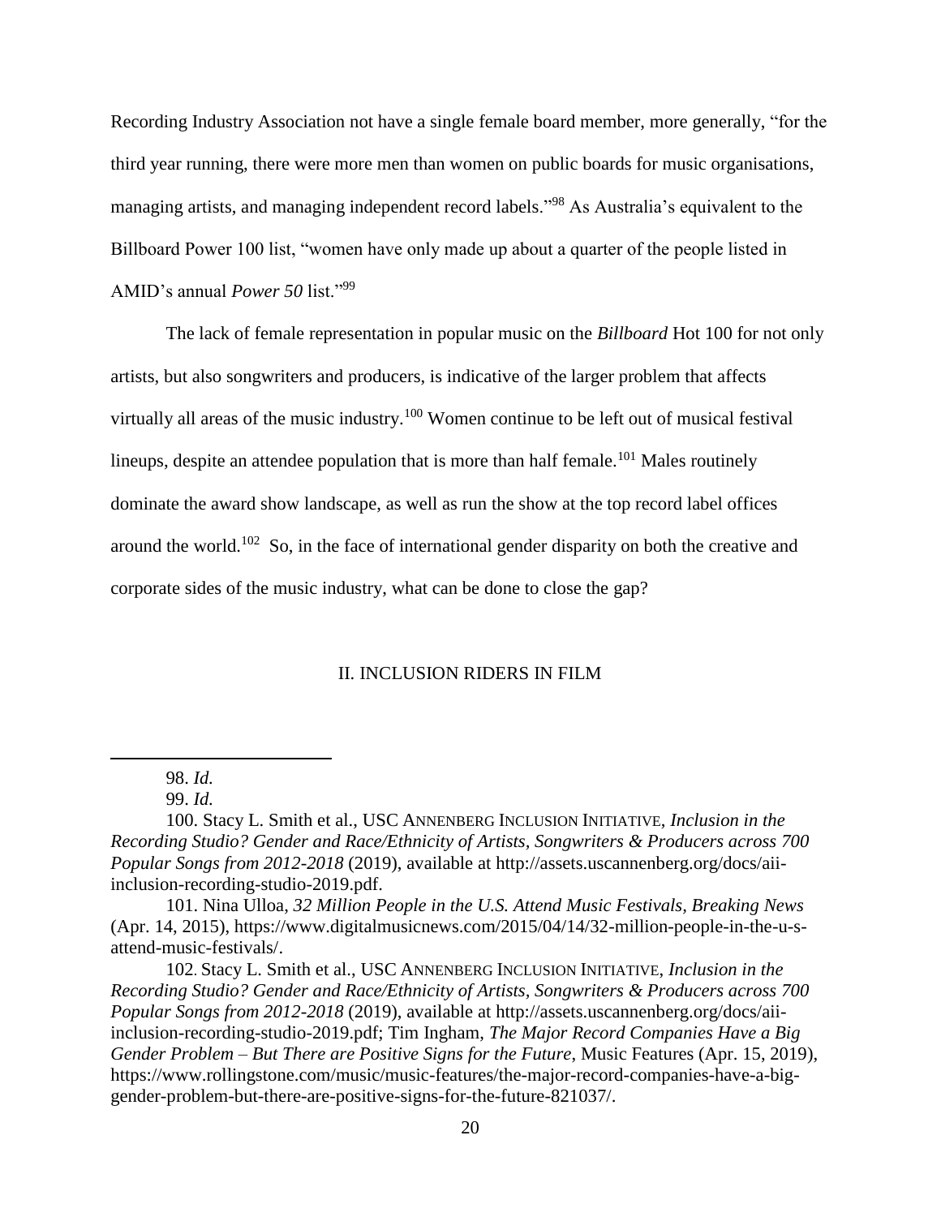Recording Industry Association not have a single female board member, more generally, "for the third year running, there were more men than women on public boards for music organisations, managing artists, and managing independent record labels."[98] As Australia's equivalent to the Billboard Power 100 list, "women have only made up about a quarter of the people listed in AMID's annual *Power 50* list."[99]

The lack of female representation in popular music on the *Billboard* Hot 100 for not only artists, but also songwriters and producers, is indicative of the larger problem that affects virtually all areas of the music industry.[100] Women continue to be left out of musical festival lineups, despite an attendee population that is more than half female.[101] Males routinely dominate the award show landscape, as well as run the show at the top record label offices around the world.[102] So, in the face of international gender disparity on both the creative and corporate sides of the music industry, what can be done to close the gap?

## II. INCLUSION RIDERS IN FILM

---

98. *Id.*

99. *Id.*

100. Stacy L. Smith et al., USC ANNENBERG INCLUSION INITIATIVE, *Inclusion in the Recording Studio? Gender and Race/Ethnicity of Artists, Songwriters & Producers across 700 Popular Songs from 2012-2018* (2019), available at http://assets.uscannenberg.org/docs/aii-inclusion-recording-studio-2019.pdf.

101. Nina Ulloa, *32 Million People in the U.S. Attend Music Festivals, Breaking News* (Apr. 14, 2015), https://www.digitalmusicnews.com/2015/04/14/32-million-people-in-the-u-s-attend-music-festivals/.

102. Stacy L. Smith et al., USC ANNENBERG INCLUSION INITIATIVE, *Inclusion in the Recording Studio? Gender and Race/Ethnicity of Artists, Songwriters & Producers across 700 Popular Songs from 2012-2018* (2019), available at http://assets.uscannenberg.org/docs/aii-inclusion-recording-studio-2019.pdf; Tim Ingham, *The Major Record Companies Have a Big Gender Problem – But There are Positive Signs for the Future*, Music Features (Apr. 15, 2019), https://www.rollingstone.com/music/music-features/the-major-record-companies-have-a-big-gender-problem-but-there-are-positive-signs-for-the-future-821037/.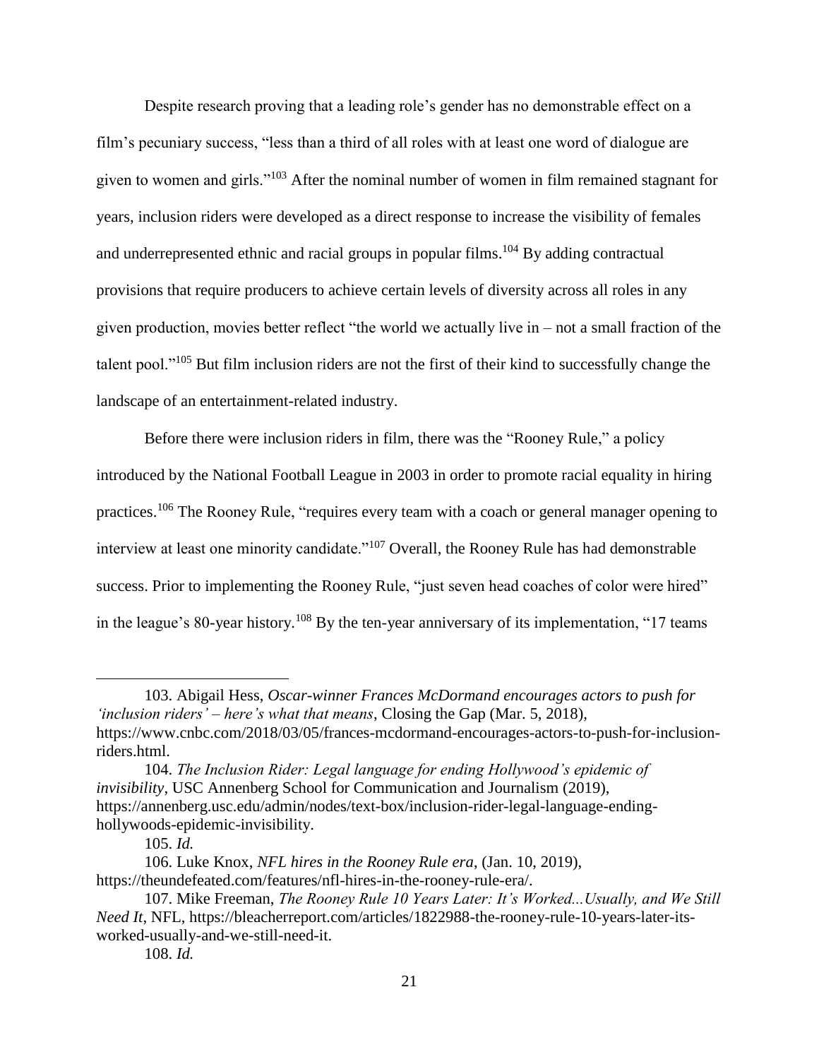Despite research proving that a leading role's gender has no demonstrable effect on a film's pecuniary success, "less than a third of all roles with at least one word of dialogue are given to women and girls."[103] After the nominal number of women in film remained stagnant for years, inclusion riders were developed as a direct response to increase the visibility of females and underrepresented ethnic and racial groups in popular films.[104] By adding contractual provisions that require producers to achieve certain levels of diversity across all roles in any given production, movies better reflect "the world we actually live in – not a small fraction of the talent pool."[105] But film inclusion riders are not the first of their kind to successfully change the landscape of an entertainment-related industry.

Before there were inclusion riders in film, there was the "Rooney Rule," a policy introduced by the National Football League in 2003 in order to promote racial equality in hiring practices.[106] The Rooney Rule, "requires every team with a coach or general manager opening to interview at least one minority candidate."[107] Overall, the Rooney Rule has had demonstrable success. Prior to implementing the Rooney Rule, "just seven head coaches of color were hired" in the league's 80-year history.[108] By the ten-year anniversary of its implementation, "17 teams

---

103. Abigail Hess, *Oscar-winner Frances McDormand encourages actors to push for 'inclusion riders' – here's what that means*, Closing the Gap (Mar. 5, 2018), https://www.cnbc.com/2018/03/05/frances-mcdormand-encourages-actors-to-push-for-inclusion-riders.html.

104. *The Inclusion Rider: Legal language for ending Hollywood's epidemic of invisibility*, USC Annenberg School for Communication and Journalism (2019), https://annenberg.usc.edu/admin/nodes/text-box/inclusion-rider-legal-language-ending-hollywoods-epidemic-invisibility.

105. *Id.*

106. Luke Knox, *NFL hires in the Rooney Rule era*, (Jan. 10, 2019), https://theundefeated.com/features/nfl-hires-in-the-rooney-rule-era/.

107. Mike Freeman, *The Rooney Rule 10 Years Later: It's Worked...Usually, and We Still Need It*, NFL, https://bleacherreport.com/articles/1822988-the-rooney-rule-10-years-later-its-worked-usually-and-we-still-need-it.

108. *Id.*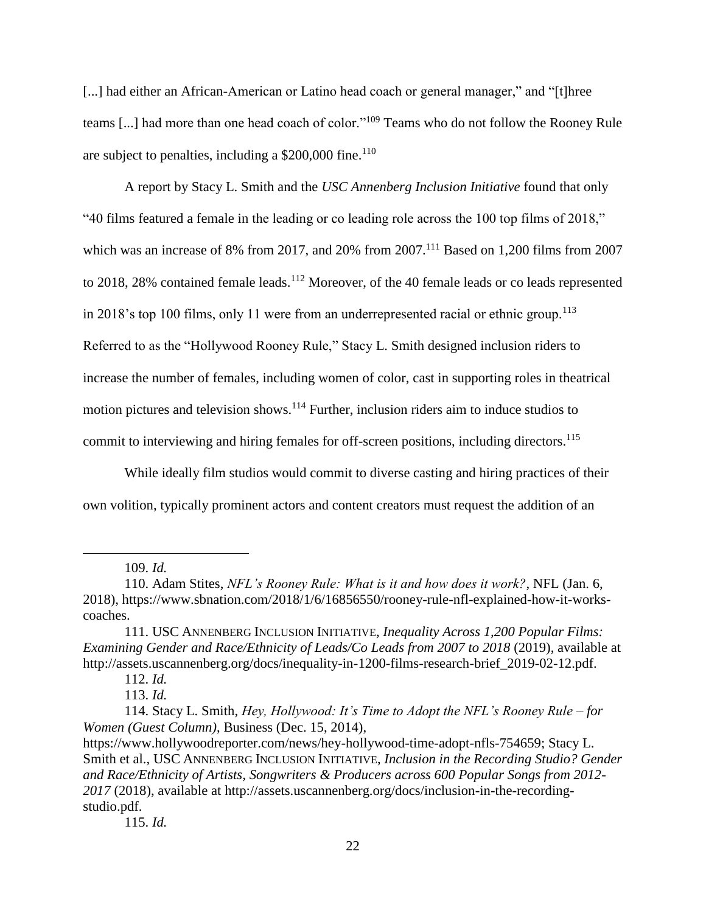[...] had either an African-American or Latino head coach or general manager," and "[t]hree teams [...] had more than one head coach of color."[109] Teams who do not follow the Rooney Rule are subject to penalties, including a $200,000 fine.[110]

A report by Stacy L. Smith and the *USC Annenberg Inclusion Initiative* found that only "40 films featured a female in the leading or co leading role across the 100 top films of 2018," which was an increase of 8% from 2017, and 20% from 2007.[111] Based on 1,200 films from 2007 to 2018, 28% contained female leads.[112] Moreover, of the 40 female leads or co leads represented in 2018's top 100 films, only 11 were from an underrepresented racial or ethnic group.[113] Referred to as the "Hollywood Rooney Rule," Stacy L. Smith designed inclusion riders to increase the number of females, including women of color, cast in supporting roles in theatrical motion pictures and television shows.[114] Further, inclusion riders aim to induce studios to commit to interviewing and hiring females for off-screen positions, including directors.[115]

While ideally film studios would commit to diverse casting and hiring practices of their own volition, typically prominent actors and content creators must request the addition of an

---

109. *Id.*

110. Adam Stites, *NFL's Rooney Rule: What is it and how does it work?*, NFL (Jan. 6, 2018), https://www.sbnation.com/2018/1/6/16856550/rooney-rule-nfl-explained-how-it-works-coaches.

111. USC ANNENBERG INCLUSION INITIATIVE, *Inequality Across 1,200 Popular Films: Examining Gender and Race/Ethnicity of Leads/Co Leads from 2007 to 2018* (2019), available at http://assets.uscannenberg.org/docs/inequality-in-1200-films-research-brief_2019-02-12.pdf.

112. *Id.*

113. *Id.*

114. Stacy L. Smith, *Hey, Hollywood: It's Time to Adopt the NFL's Rooney Rule – for Women (Guest Column)*, Business (Dec. 15, 2014), https://www.hollywoodreporter.com/news/hey-hollywood-time-adopt-nfls-754659; Stacy L. Smith et al., USC ANNENBERG INCLUSION INITIATIVE, *Inclusion in the Recording Studio? Gender and Race/Ethnicity of Artists, Songwriters & Producers across 600 Popular Songs from 2012-2017* (2018), available at http://assets.uscannenberg.org/docs/inclusion-in-the-recording-studio.pdf.

115. *Id.*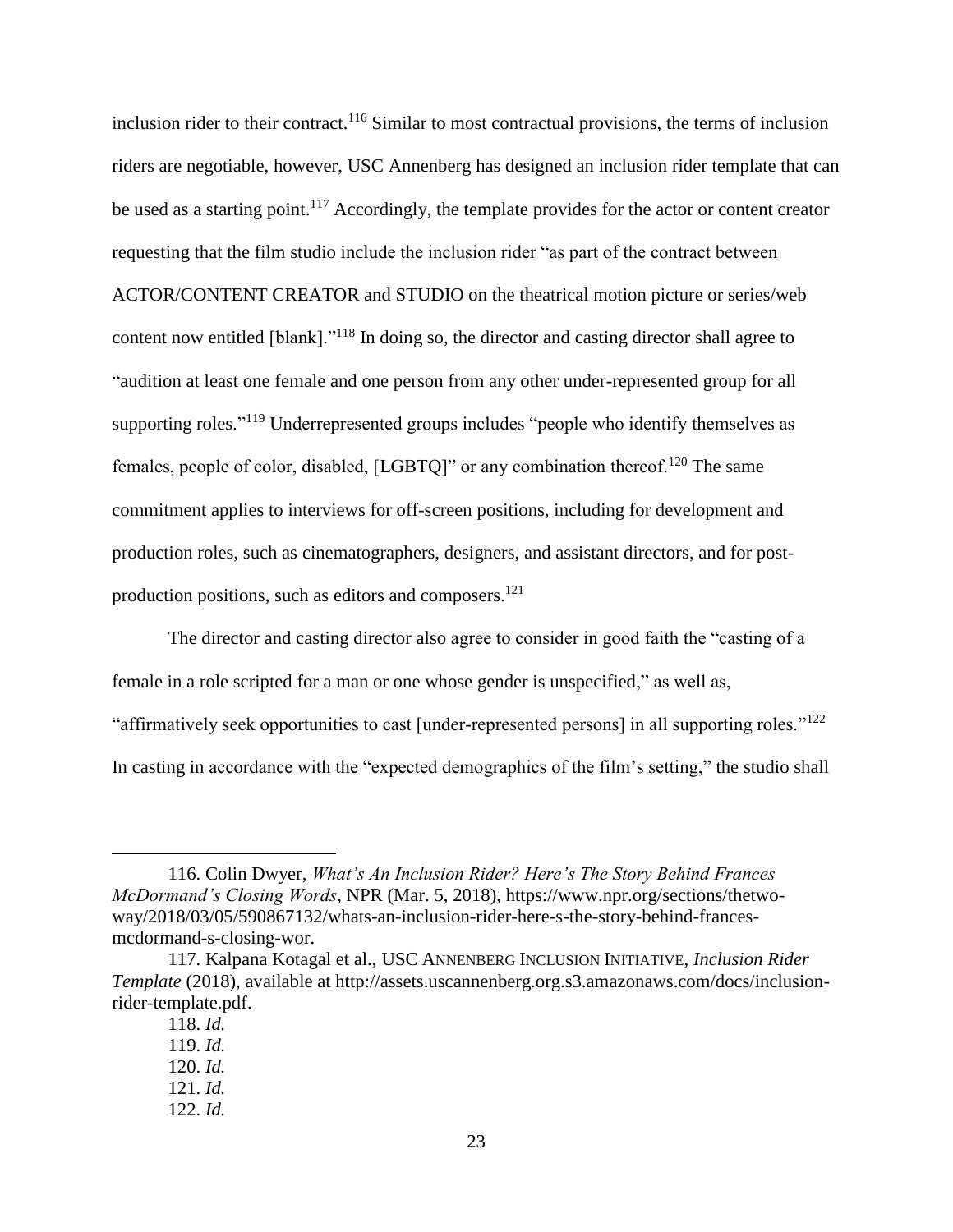inclusion rider to their contract.[116] Similar to most contractual provisions, the terms of inclusion riders are negotiable, however, USC Annenberg has designed an inclusion rider template that can be used as a starting point.[117] Accordingly, the template provides for the actor or content creator requesting that the film studio include the inclusion rider "as part of the contract between ACTOR/CONTENT CREATOR and STUDIO on the theatrical motion picture or series/web content now entitled [blank]."[118] In doing so, the director and casting director shall agree to "audition at least one female and one person from any other under-represented group for all supporting roles."[119] Underrepresented groups includes "people who identify themselves as females, people of color, disabled, [LGBTQ]" or any combination thereof.[120] The same commitment applies to interviews for off-screen positions, including for development and production roles, such as cinematographers, designers, and assistant directors, and for post-production positions, such as editors and composers.[121]

The director and casting director also agree to consider in good faith the "casting of a female in a role scripted for a man or one whose gender is unspecified," as well as, "affirmatively seek opportunities to cast [under-represented persons] in all supporting roles."[122] In casting in accordance with the "expected demographics of the film's setting," the studio shall

---

116. Colin Dwyer, *What's An Inclusion Rider? Here's The Story Behind Frances McDormand's Closing Words*, NPR (Mar. 5, 2018), https://www.npr.org/sections/thetwo-way/2018/03/05/590867132/whats-an-inclusion-rider-here-s-the-story-behind-frances-mcdormand-s-closing-wor.

117. Kalpana Kotagal et al., USC ANNENBERG INCLUSION INITIATIVE, *Inclusion Rider Template* (2018), available at http://assets.uscannenberg.org.s3.amazonaws.com/docs/inclusion-rider-template.pdf.

118. *Id.*

119. *Id.*

120. *Id.*

121. *Id.*

122. *Id.*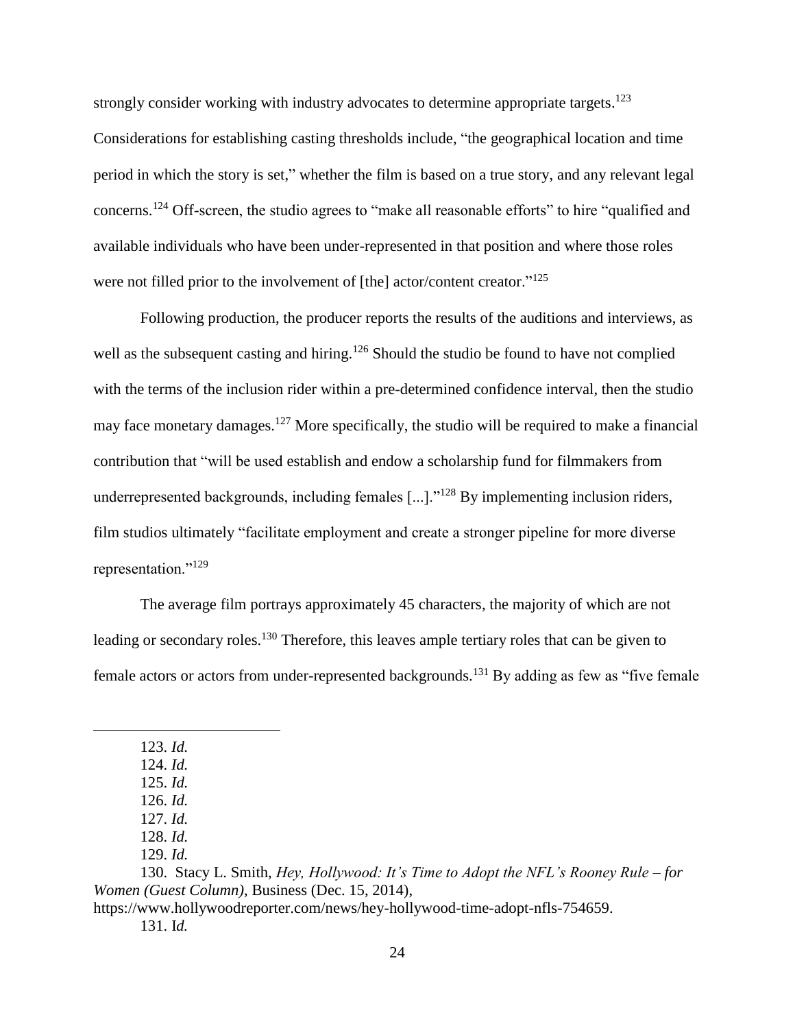strongly consider working with industry advocates to determine appropriate targets.[123] Considerations for establishing casting thresholds include, "the geographical location and time period in which the story is set," whether the film is based on a true story, and any relevant legal concerns.[124] Off-screen, the studio agrees to "make all reasonable efforts" to hire "qualified and available individuals who have been under-represented in that position and where those roles were not filled prior to the involvement of [the] actor/content creator."[125]

Following production, the producer reports the results of the auditions and interviews, as well as the subsequent casting and hiring.[126] Should the studio be found to have not complied with the terms of the inclusion rider within a pre-determined confidence interval, then the studio may face monetary damages.[127] More specifically, the studio will be required to make a financial contribution that "will be used establish and endow a scholarship fund for filmmakers from underrepresented backgrounds, including females [...]."[128] By implementing inclusion riders, film studios ultimately "facilitate employment and create a stronger pipeline for more diverse representation."[129]

The average film portrays approximately 45 characters, the majority of which are not leading or secondary roles.[130] Therefore, this leaves ample tertiary roles that can be given to female actors or actors from under-represented backgrounds.[131] By adding as few as "five female

---

123. *Id.*
124. *Id.*
125. *Id.*
126. *Id.*
127. *Id.*
128. *Id.*
129. *Id.*
130. Stacy L. Smith, *Hey, Hollywood: It's Time to Adopt the NFL's Rooney Rule – for Women (Guest Column)*, Business (Dec. 15, 2014), https://www.hollywoodreporter.com/news/hey-hollywood-time-adopt-nfls-754659.
131. I*d.*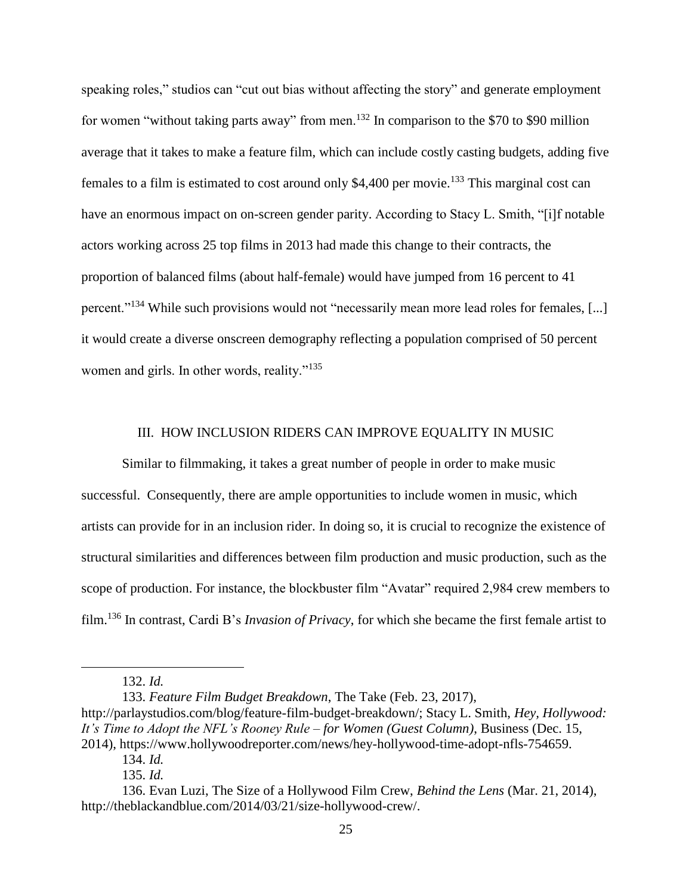speaking roles," studios can "cut out bias without affecting the story" and generate employment for women "without taking parts away" from men.[132] In comparison to the $70 to $90 million average that it takes to make a feature film, which can include costly casting budgets, adding five females to a film is estimated to cost around only $4,400 per movie.[133] This marginal cost can have an enormous impact on on-screen gender parity. According to Stacy L. Smith, "[i]f notable actors working across 25 top films in 2013 had made this change to their contracts, the proportion of balanced films (about half-female) would have jumped from 16 percent to 41 percent."[134] While such provisions would not "necessarily mean more lead roles for females, [...] it would create a diverse onscreen demography reflecting a population comprised of 50 percent women and girls. In other words, reality."[135]

## III. HOW INCLUSION RIDERS CAN IMPROVE EQUALITY IN MUSIC

Similar to filmmaking, it takes a great number of people in order to make music successful. Consequently, there are ample opportunities to include women in music, which artists can provide for in an inclusion rider. In doing so, it is crucial to recognize the existence of structural similarities and differences between film production and music production, such as the scope of production. For instance, the blockbuster film "Avatar" required 2,984 crew members to film.[136] In contrast, Cardi B's *Invasion of Privacy*, for which she became the first female artist to

---

132. *Id.*

133. *Feature Film Budget Breakdown*, The Take (Feb. 23, 2017), http://parlaystudios.com/blog/feature-film-budget-breakdown/; Stacy L. Smith, *Hey, Hollywood: It's Time to Adopt the NFL's Rooney Rule – for Women (Guest Column)*, Business (Dec. 15, 2014), https://www.hollywoodreporter.com/news/hey-hollywood-time-adopt-nfls-754659.

134. *Id.*

135. *Id.*

136. Evan Luzi, The Size of a Hollywood Film Crew, *Behind the Lens* (Mar. 21, 2014), http://theblackandblue.com/2014/03/21/size-hollywood-crew/.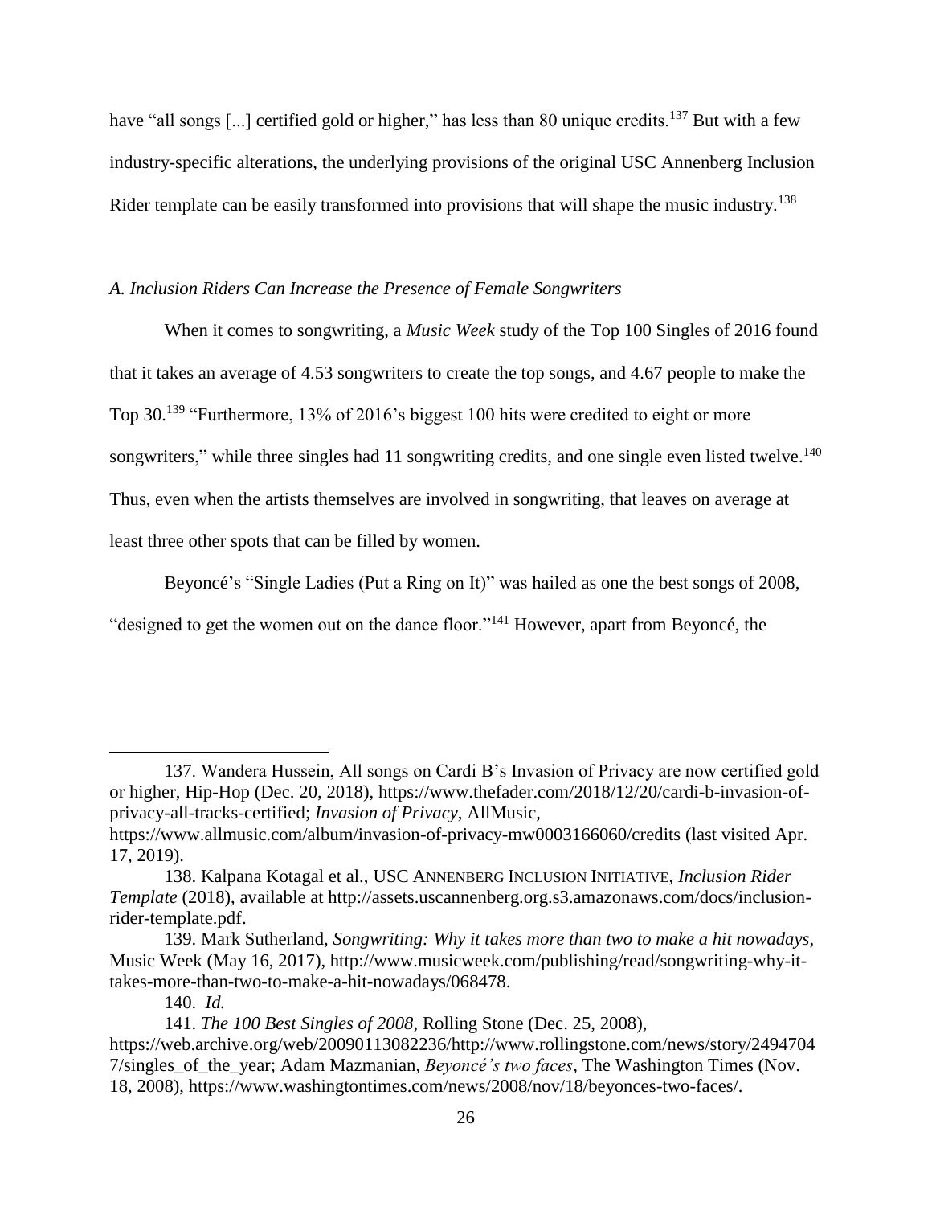have "all songs [...] certified gold or higher," has less than 80 unique credits.[137] But with a few industry-specific alterations, the underlying provisions of the original USC Annenberg Inclusion Rider template can be easily transformed into provisions that will shape the music industry.[138]

### *A. Inclusion Riders Can Increase the Presence of Female Songwriters*

When it comes to songwriting, a *Music Week* study of the Top 100 Singles of 2016 found that it takes an average of 4.53 songwriters to create the top songs, and 4.67 people to make the Top 30.[139] "Furthermore, 13% of 2016's biggest 100 hits were credited to eight or more songwriters," while three singles had 11 songwriting credits, and one single even listed twelve.[140] Thus, even when the artists themselves are involved in songwriting, that leaves on average at least three other spots that can be filled by women.

Beyoncé's "Single Ladies (Put a Ring on It)" was hailed as one the best songs of 2008, "designed to get the women out on the dance floor."[141] However, apart from Beyoncé, the

---

137. Wandera Hussein, All songs on Cardi B's Invasion of Privacy are now certified gold or higher, Hip-Hop (Dec. 20, 2018), https://www.thefader.com/2018/12/20/cardi-b-invasion-of-privacy-all-tracks-certified; *Invasion of Privacy*, AllMusic, https://www.allmusic.com/album/invasion-of-privacy-mw0003166060/credits (last visited Apr. 17, 2019).

138. Kalpana Kotagal et al., USC ANNENBERG INCLUSION INITIATIVE, *Inclusion Rider Template* (2018), available at http://assets.uscannenberg.org.s3.amazonaws.com/docs/inclusion-rider-template.pdf.

139. Mark Sutherland, *Songwriting: Why it takes more than two to make a hit nowadays*, Music Week (May 16, 2017), http://www.musicweek.com/publishing/read/songwriting-why-it-takes-more-than-two-to-make-a-hit-nowadays/068478.

140. *Id.*

141. *The 100 Best Singles of 2008*, Rolling Stone (Dec. 25, 2008), https://web.archive.org/web/20090113082236/http://www.rollingstone.com/news/story/24947047/singles_of_the_year; Adam Mazmanian, *Beyoncé's two faces*, The Washington Times (Nov. 18, 2008), https://www.washingtontimes.com/news/2008/nov/18/beyonces-two-faces/.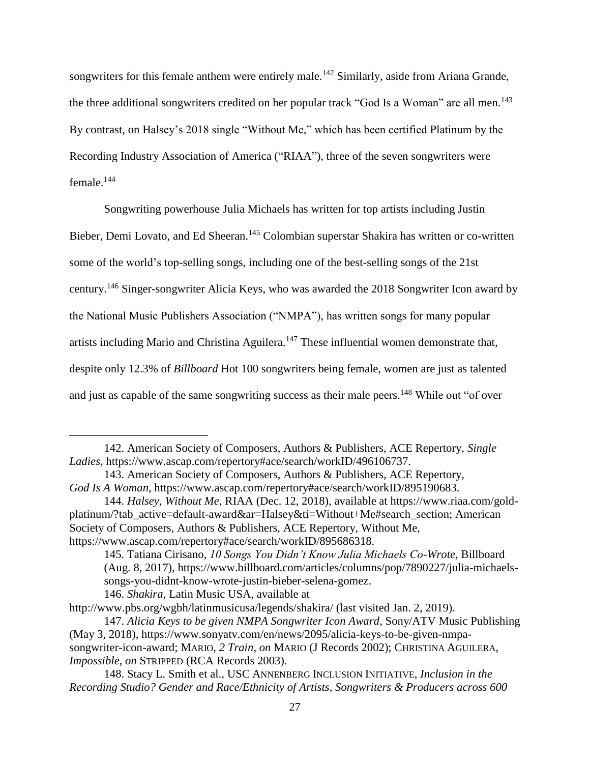songwriters for this female anthem were entirely male.[142] Similarly, aside from Ariana Grande, the three additional songwriters credited on her popular track "God Is a Woman" are all men.[143] By contrast, on Halsey's 2018 single "Without Me," which has been certified Platinum by the Recording Industry Association of America ("RIAA"), three of the seven songwriters were female.[144]

Songwriting powerhouse Julia Michaels has written for top artists including Justin Bieber, Demi Lovato, and Ed Sheeran.[145] Colombian superstar Shakira has written or co-written some of the world's top-selling songs, including one of the best-selling songs of the 21st century.[146] Singer-songwriter Alicia Keys, who was awarded the 2018 Songwriter Icon award by the National Music Publishers Association ("NMPA"), has written songs for many popular artists including Mario and Christina Aguilera.[147] These influential women demonstrate that, despite only 12.3% of *Billboard* Hot 100 songwriters being female, women are just as talented and just as capable of the same songwriting success as their male peers.[148] While out "of over

---

142. American Society of Composers, Authors & Publishers, ACE Repertory, *Single Ladies*, https://www.ascap.com/repertory#ace/search/workID/496106737.

143. American Society of Composers, Authors & Publishers, ACE Repertory, *God Is A Woman*, https://www.ascap.com/repertory#ace/search/workID/895190683.

144. *Halsey, Without Me*, RIAA (Dec. 12, 2018), available at https://www.riaa.com/gold-platinum/?tab_active=default-award&ar=Halsey&ti=Without+Me#search_section; American Society of Composers, Authors & Publishers, ACE Repertory, Without Me, https://www.ascap.com/repertory#ace/search/workID/895686318.

145. Tatiana Cirisano, *10 Songs You Didn't Know Julia Michaels Co-Wrote*, Billboard (Aug. 8, 2017), https://www.billboard.com/articles/columns/pop/7890227/julia-michaels-songs-you-didnt-know-wrote-justin-bieber-selena-gomez.

146. *Shakira*, Latin Music USA, available at http://www.pbs.org/wgbh/latinmusicusa/legends/shakira/ (last visited Jan. 2, 2019).

147. *Alicia Keys to be given NMPA Songwriter Icon Award*, Sony/ATV Music Publishing (May 3, 2018), https://www.sonyatv.com/en/news/2095/alicia-keys-to-be-given-nmpa-songwriter-icon-award; MARIO, *2 Train*, *on* MARIO (J Records 2002); CHRISTINA AGUILERA, *Impossible*, *on* STRIPPED (RCA Records 2003).

148. Stacy L. Smith et al., USC ANNENBERG INCLUSION INITIATIVE, *Inclusion in the Recording Studio? Gender and Race/Ethnicity of Artists, Songwriters & Producers across 600*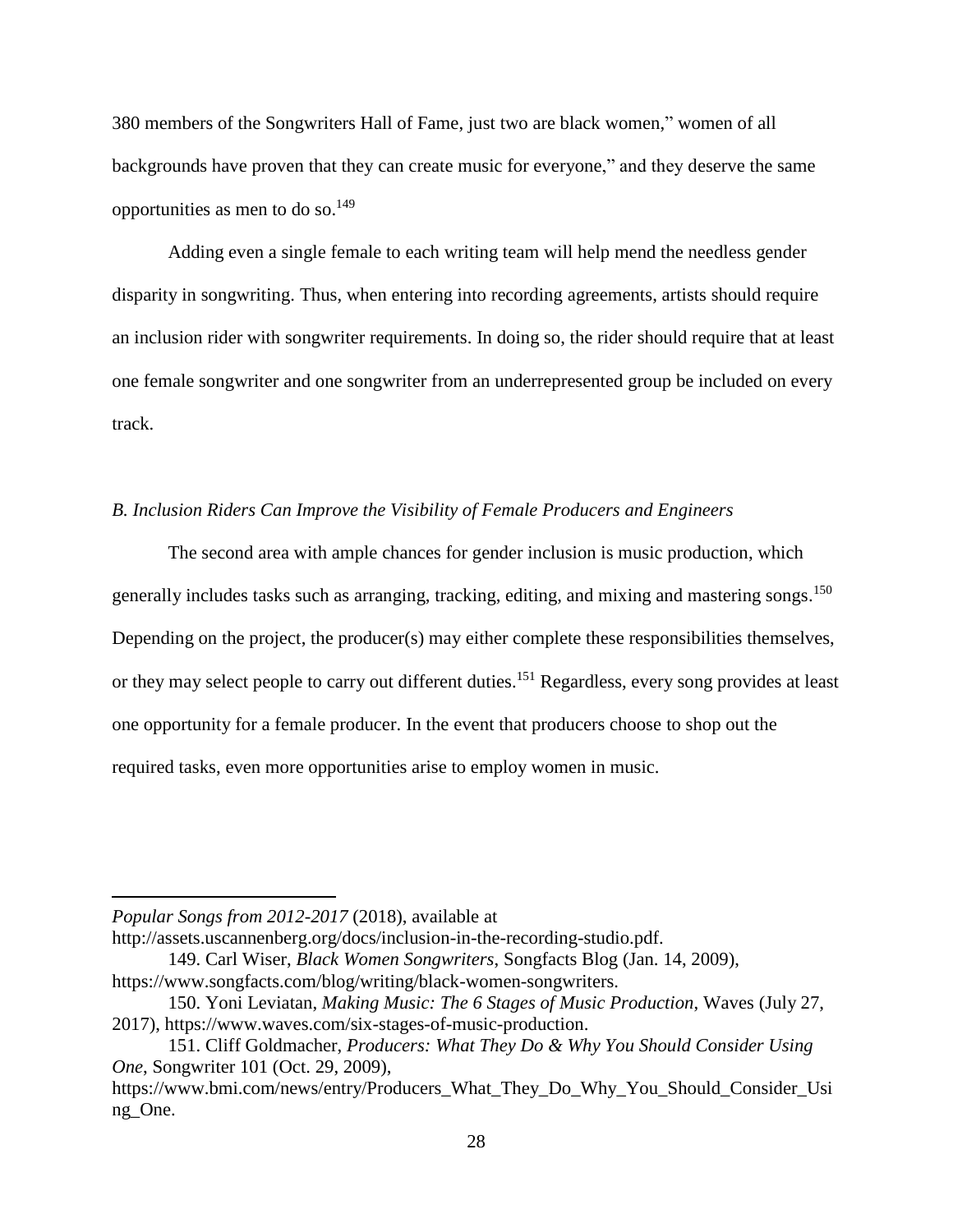380 members of the Songwriters Hall of Fame, just two are black women," women of all backgrounds have proven that they can create music for everyone," and they deserve the same opportunities as men to do so.[149]

Adding even a single female to each writing team will help mend the needless gender disparity in songwriting. Thus, when entering into recording agreements, artists should require an inclusion rider with songwriter requirements. In doing so, the rider should require that at least one female songwriter and one songwriter from an underrepresented group be included on every track.

*B. Inclusion Riders Can Improve the Visibility of Female Producers and Engineers*

The second area with ample chances for gender inclusion is music production, which generally includes tasks such as arranging, tracking, editing, and mixing and mastering songs.[150] Depending on the project, the producer(s) may either complete these responsibilities themselves, or they may select people to carry out different duties.[151] Regardless, every song provides at least one opportunity for a female producer. In the event that producers choose to shop out the required tasks, even more opportunities arise to employ women in music.

---

*Popular Songs from 2012-2017* (2018), available at http://assets.uscannenberg.org/docs/inclusion-in-the-recording-studio.pdf.

149. Carl Wiser, *Black Women Songwriters*, Songfacts Blog (Jan. 14, 2009), https://www.songfacts.com/blog/writing/black-women-songwriters.

150. Yoni Leviatan, *Making Music: The 6 Stages of Music Production*, Waves (July 27, 2017), https://www.waves.com/six-stages-of-music-production.

151. Cliff Goldmacher, *Producers: What They Do & Why You Should Consider Using One*, Songwriter 101 (Oct. 29, 2009), https://www.bmi.com/news/entry/Producers_What_They_Do_Why_You_Should_Consider_Using_One.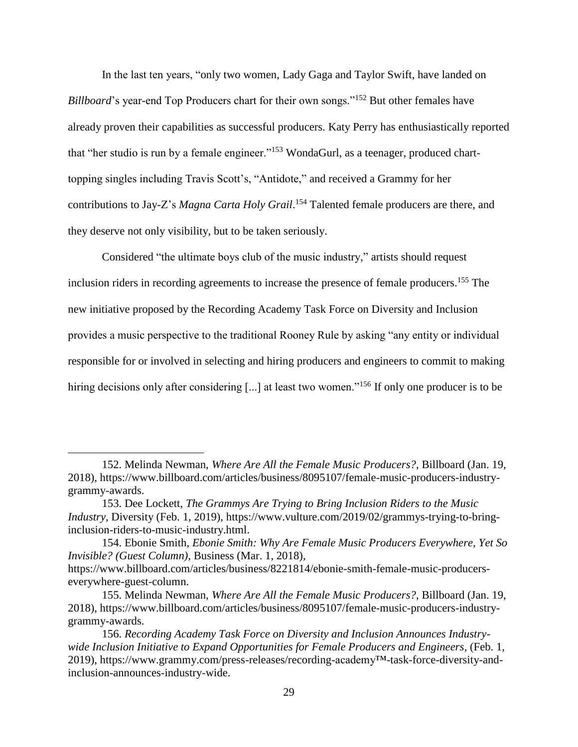In the last ten years, "only two women, Lady Gaga and Taylor Swift, have landed on *Billboard*'s year-end Top Producers chart for their own songs."[152] But other females have already proven their capabilities as successful producers. Katy Perry has enthusiastically reported that "her studio is run by a female engineer."[153] WondaGurl, as a teenager, produced chart-topping singles including Travis Scott's, "Antidote," and received a Grammy for her contributions to Jay-Z's *Magna Carta Holy Grail*.[154] Talented female producers are there, and they deserve not only visibility, but to be taken seriously.

Considered "the ultimate boys club of the music industry," artists should request inclusion riders in recording agreements to increase the presence of female producers.[155] The new initiative proposed by the Recording Academy Task Force on Diversity and Inclusion provides a music perspective to the traditional Rooney Rule by asking "any entity or individual responsible for or involved in selecting and hiring producers and engineers to commit to making hiring decisions only after considering [...] at least two women."[156] If only one producer is to be

---

152. Melinda Newman, *Where Are All the Female Music Producers?*, Billboard (Jan. 19, 2018), https://www.billboard.com/articles/business/8095107/female-music-producers-industry-grammy-awards.

153. Dee Lockett, *The Grammys Are Trying to Bring Inclusion Riders to the Music Industry*, Diversity (Feb. 1, 2019), https://www.vulture.com/2019/02/grammys-trying-to-bring-inclusion-riders-to-music-industry.html.

154. Ebonie Smith, *Ebonie Smith: Why Are Female Music Producers Everywhere, Yet So Invisible? (Guest Column)*, Business (Mar. 1, 2018), https://www.billboard.com/articles/business/8221814/ebonie-smith-female-music-producers-everywhere-guest-column.

155. Melinda Newman, *Where Are All the Female Music Producers?*, Billboard (Jan. 19, 2018), https://www.billboard.com/articles/business/8095107/female-music-producers-industry-grammy-awards.

156. *Recording Academy Task Force on Diversity and Inclusion Announces Industry-wide Inclusion Initiative to Expand Opportunities for Female Producers and Engineers*, (Feb. 1, 2019), https://www.grammy.com/press-releases/recording-academy™-task-force-diversity-and-inclusion-announces-industry-wide.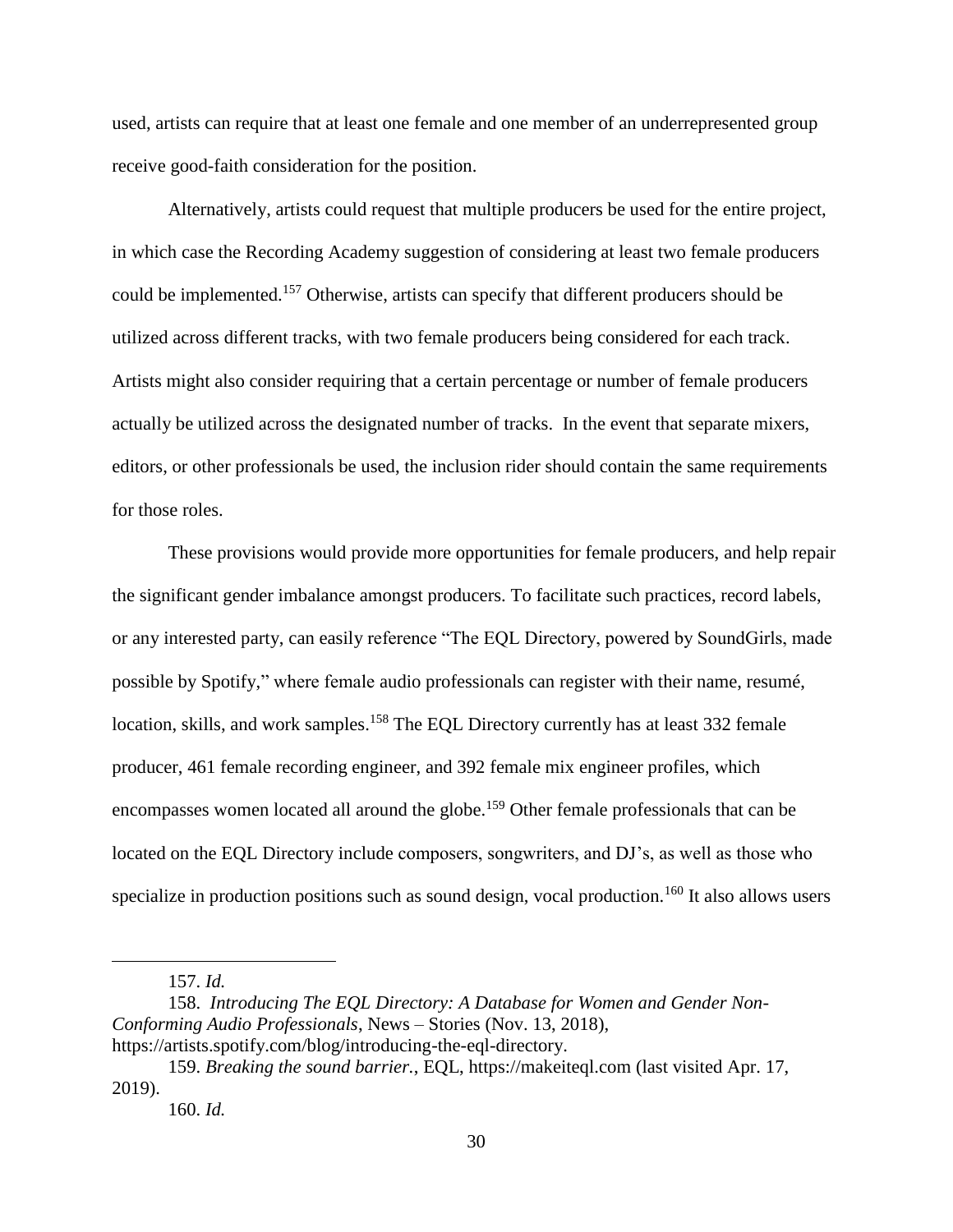used, artists can require that at least one female and one member of an underrepresented group receive good-faith consideration for the position.

Alternatively, artists could request that multiple producers be used for the entire project, in which case the Recording Academy suggestion of considering at least two female producers could be implemented.[157] Otherwise, artists can specify that different producers should be utilized across different tracks, with two female producers being considered for each track. Artists might also consider requiring that a certain percentage or number of female producers actually be utilized across the designated number of tracks. In the event that separate mixers, editors, or other professionals be used, the inclusion rider should contain the same requirements for those roles.

These provisions would provide more opportunities for female producers, and help repair the significant gender imbalance amongst producers. To facilitate such practices, record labels, or any interested party, can easily reference "The EQL Directory, powered by SoundGirls, made possible by Spotify," where female audio professionals can register with their name, resumé, location, skills, and work samples.[158] The EQL Directory currently has at least 332 female producer, 461 female recording engineer, and 392 female mix engineer profiles, which encompasses women located all around the globe.[159] Other female professionals that can be located on the EQL Directory include composers, songwriters, and DJ's, as well as those who specialize in production positions such as sound design, vocal production.[160] It also allows users

---

157. *Id.*

158. *Introducing The EQL Directory: A Database for Women and Gender Non-Conforming Audio Professionals*, News – Stories (Nov. 13, 2018), https://artists.spotify.com/blog/introducing-the-eql-directory.

159. *Breaking the sound barrier.*, EQL, https://makeiteql.com (last visited Apr. 17, 2019).

160. *Id.*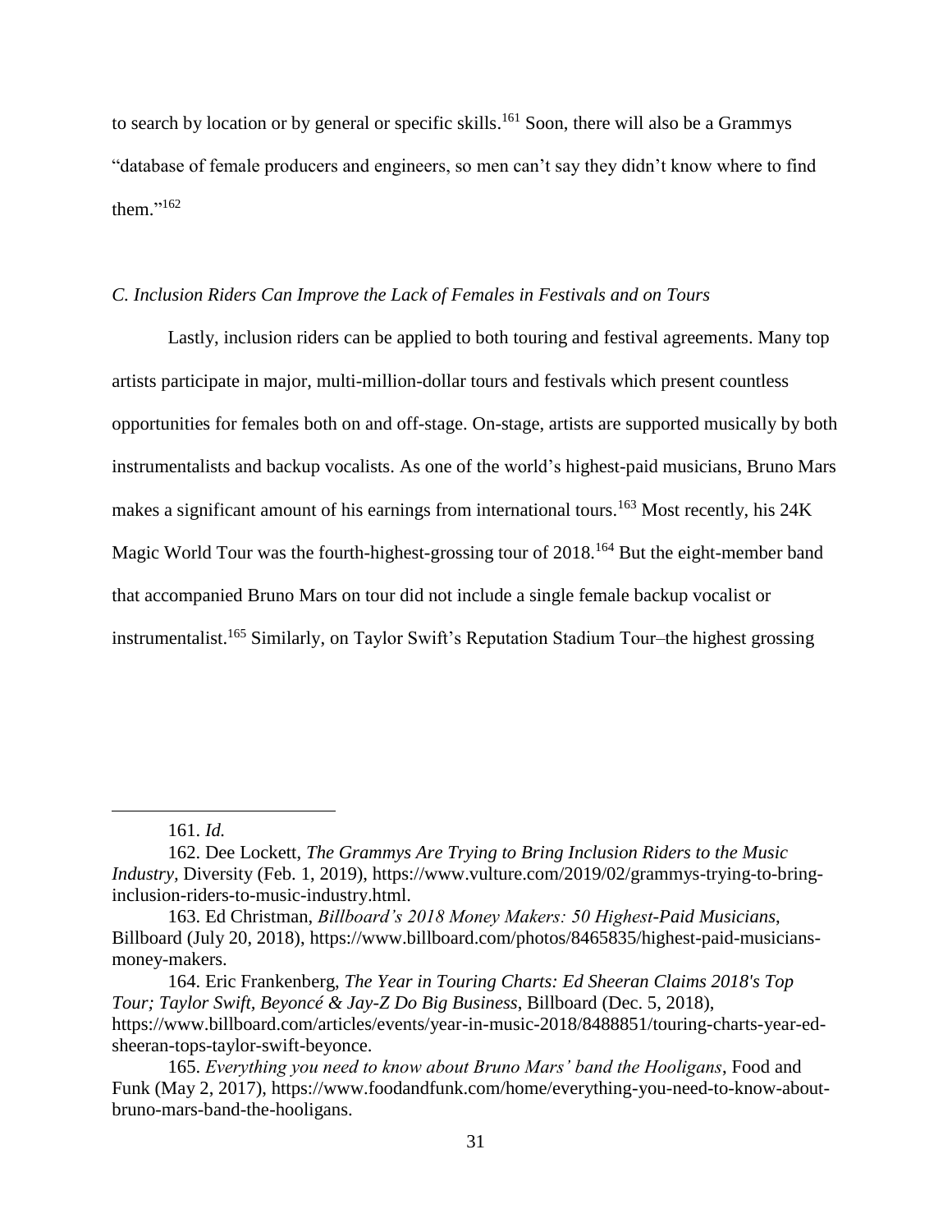to search by location or by general or specific skills.[161] Soon, there will also be a Grammys "database of female producers and engineers, so men can't say they didn't know where to find them."[162]

### *C. Inclusion Riders Can Improve the Lack of Females in Festivals and on Tours*

Lastly, inclusion riders can be applied to both touring and festival agreements. Many top artists participate in major, multi-million-dollar tours and festivals which present countless opportunities for females both on and off-stage. On-stage, artists are supported musically by both instrumentalists and backup vocalists. As one of the world's highest-paid musicians, Bruno Mars makes a significant amount of his earnings from international tours.[163] Most recently, his 24K Magic World Tour was the fourth-highest-grossing tour of 2018.[164] But the eight-member band that accompanied Bruno Mars on tour did not include a single female backup vocalist or instrumentalist.[165] Similarly, on Taylor Swift's Reputation Stadium Tour–the highest grossing

---

161. *Id.*

162. Dee Lockett, *The Grammys Are Trying to Bring Inclusion Riders to the Music Industry*, Diversity (Feb. 1, 2019), https://www.vulture.com/2019/02/grammys-trying-to-bring-inclusion-riders-to-music-industry.html.

163. Ed Christman, *Billboard's 2018 Money Makers: 50 Highest-Paid Musicians*, Billboard (July 20, 2018), https://www.billboard.com/photos/8465835/highest-paid-musicians-money-makers.

164. Eric Frankenberg, *The Year in Touring Charts: Ed Sheeran Claims 2018's Top Tour; Taylor Swift, Beyoncé & Jay-Z Do Big Business*, Billboard (Dec. 5, 2018), https://www.billboard.com/articles/events/year-in-music-2018/8488851/touring-charts-year-ed-sheeran-tops-taylor-swift-beyonce.

165. *Everything you need to know about Bruno Mars' band the Hooligans*, Food and Funk (May 2, 2017), https://www.foodandfunk.com/home/everything-you-need-to-know-about-bruno-mars-band-the-hooligans.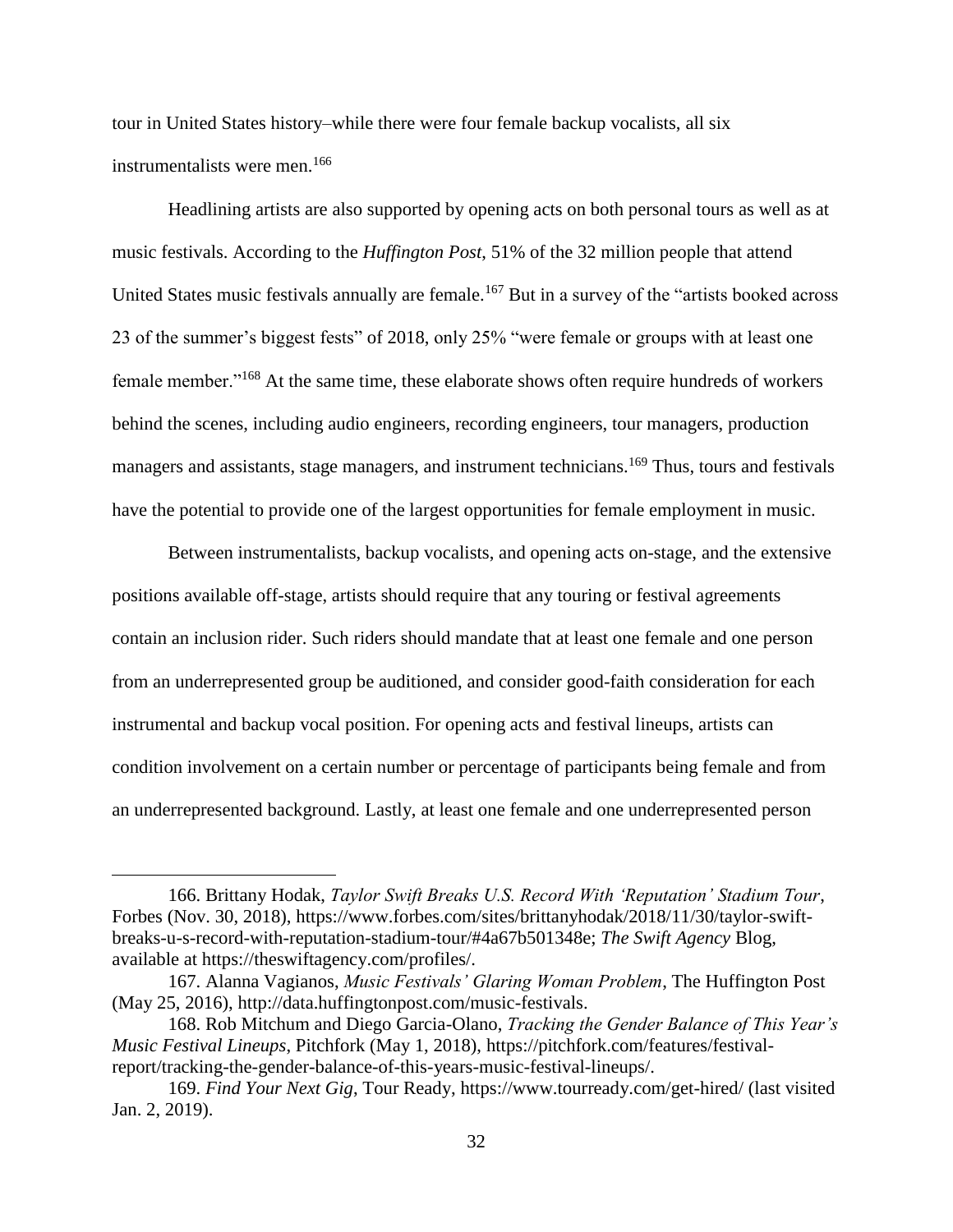tour in United States history–while there were four female backup vocalists, all six instrumentalists were men.[166]

Headlining artists are also supported by opening acts on both personal tours as well as at music festivals. According to the *Huffington Post*, 51% of the 32 million people that attend United States music festivals annually are female.[167] But in a survey of the "artists booked across 23 of the summer's biggest fests" of 2018, only 25% "were female or groups with at least one female member."[168] At the same time, these elaborate shows often require hundreds of workers behind the scenes, including audio engineers, recording engineers, tour managers, production managers and assistants, stage managers, and instrument technicians.[169] Thus, tours and festivals have the potential to provide one of the largest opportunities for female employment in music.

Between instrumentalists, backup vocalists, and opening acts on-stage, and the extensive positions available off-stage, artists should require that any touring or festival agreements contain an inclusion rider. Such riders should mandate that at least one female and one person from an underrepresented group be auditioned, and consider good-faith consideration for each instrumental and backup vocal position. For opening acts and festival lineups, artists can condition involvement on a certain number or percentage of participants being female and from an underrepresented background. Lastly, at least one female and one underrepresented person

---

166. Brittany Hodak, *Taylor Swift Breaks U.S. Record With 'Reputation' Stadium Tour*, Forbes (Nov. 30, 2018), https://www.forbes.com/sites/brittanyhodak/2018/11/30/taylor-swift-breaks-u-s-record-with-reputation-stadium-tour/#4a67b501348e; *The Swift Agency* Blog, available at https://theswiftagency.com/profiles/.

167. Alanna Vagianos, *Music Festivals' Glaring Woman Problem*, The Huffington Post (May 25, 2016), http://data.huffingtonpost.com/music-festivals.

168. Rob Mitchum and Diego Garcia-Olano, *Tracking the Gender Balance of This Year's Music Festival Lineups*, Pitchfork (May 1, 2018), https://pitchfork.com/features/festival-report/tracking-the-gender-balance-of-this-years-music-festival-lineups/.

169. *Find Your Next Gig*, Tour Ready, https://www.tourready.com/get-hired/ (last visited Jan. 2, 2019).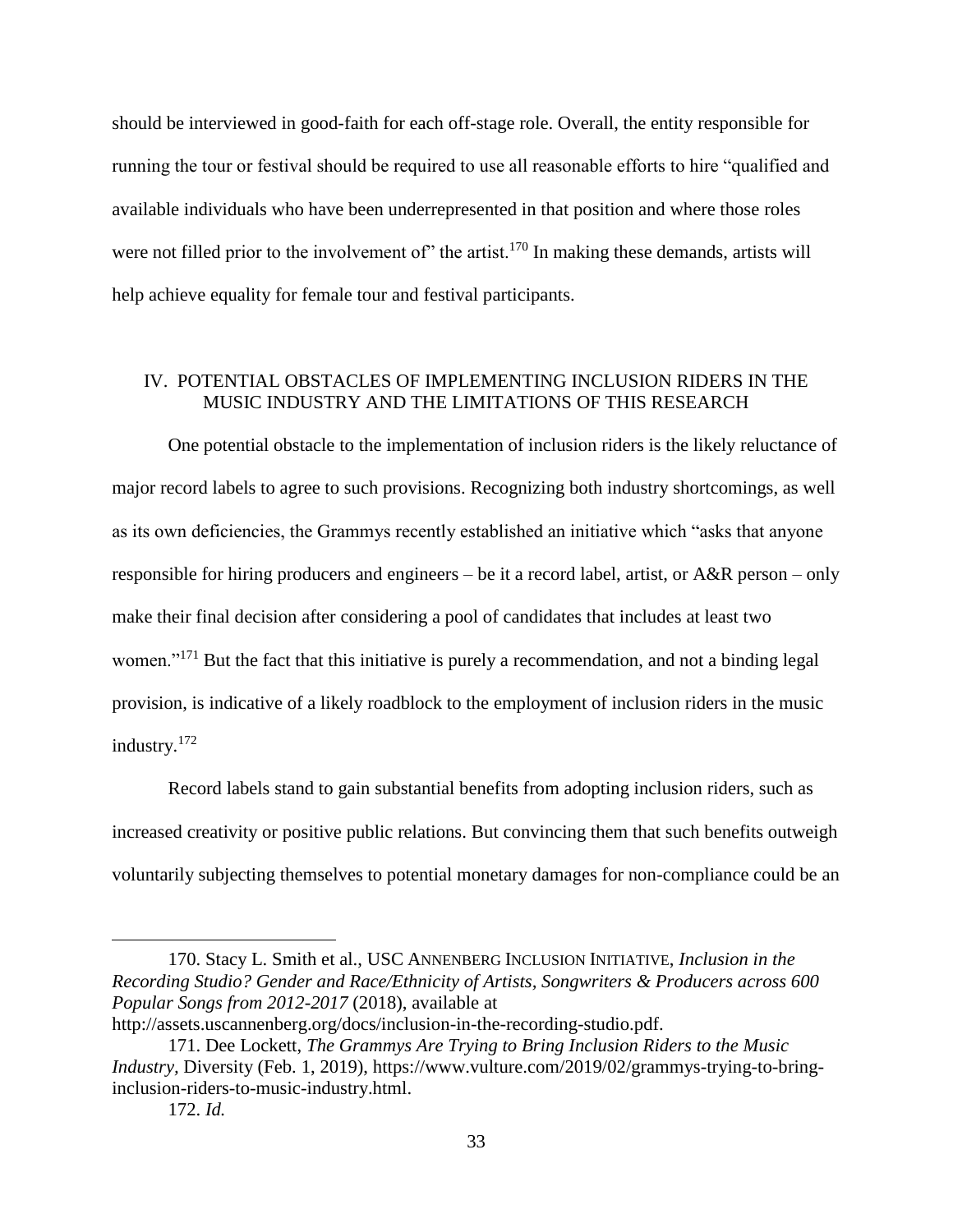should be interviewed in good-faith for each off-stage role. Overall, the entity responsible for running the tour or festival should be required to use all reasonable efforts to hire "qualified and available individuals who have been underrepresented in that position and where those roles were not filled prior to the involvement of" the artist.[170] In making these demands, artists will help achieve equality for female tour and festival participants.

## IV. POTENTIAL OBSTACLES OF IMPLEMENTING INCLUSION RIDERS IN THE MUSIC INDUSTRY AND THE LIMITATIONS OF THIS RESEARCH

One potential obstacle to the implementation of inclusion riders is the likely reluctance of major record labels to agree to such provisions. Recognizing both industry shortcomings, as well as its own deficiencies, the Grammys recently established an initiative which "asks that anyone responsible for hiring producers and engineers – be it a record label, artist, or A&R person – only make their final decision after considering a pool of candidates that includes at least two women."[171] But the fact that this initiative is purely a recommendation, and not a binding legal provision, is indicative of a likely roadblock to the employment of inclusion riders in the music industry.[172]

Record labels stand to gain substantial benefits from adopting inclusion riders, such as increased creativity or positive public relations. But convincing them that such benefits outweigh voluntarily subjecting themselves to potential monetary damages for non-compliance could be an

---

170. Stacy L. Smith et al., USC ANNENBERG INCLUSION INITIATIVE, *Inclusion in the Recording Studio? Gender and Race/Ethnicity of Artists, Songwriters & Producers across 600 Popular Songs from 2012-2017* (2018), available at http://assets.uscannenberg.org/docs/inclusion-in-the-recording-studio.pdf.

171. Dee Lockett, *The Grammys Are Trying to Bring Inclusion Riders to the Music Industry*, Diversity (Feb. 1, 2019), https://www.vulture.com/2019/02/grammys-trying-to-bring-inclusion-riders-to-music-industry.html.

172. *Id.*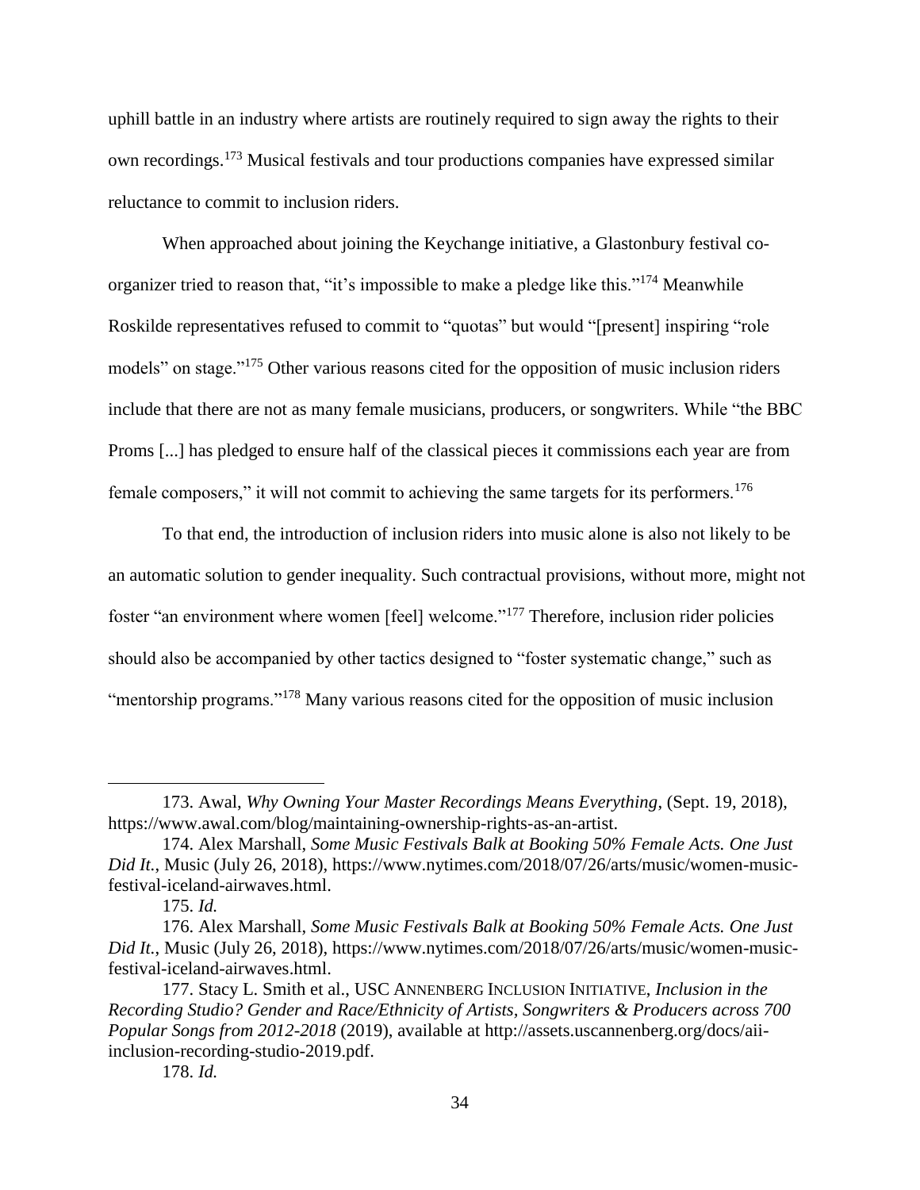uphill battle in an industry where artists are routinely required to sign away the rights to their own recordings.[173] Musical festivals and tour productions companies have expressed similar reluctance to commit to inclusion riders.

When approached about joining the Keychange initiative, a Glastonbury festival co-organizer tried to reason that, "it's impossible to make a pledge like this."[174] Meanwhile Roskilde representatives refused to commit to "quotas" but would "[present] inspiring "role models" on stage."[175] Other various reasons cited for the opposition of music inclusion riders include that there are not as many female musicians, producers, or songwriters. While "the BBC Proms [...] has pledged to ensure half of the classical pieces it commissions each year are from female composers," it will not commit to achieving the same targets for its performers.[176]

To that end, the introduction of inclusion riders into music alone is also not likely to be an automatic solution to gender inequality. Such contractual provisions, without more, might not foster "an environment where women [feel] welcome."[177] Therefore, inclusion rider policies should also be accompanied by other tactics designed to "foster systematic change," such as "mentorship programs."[178] Many various reasons cited for the opposition of music inclusion

---

173. Awal, *Why Owning Your Master Recordings Means Everything*, (Sept. 19, 2018), https://www.awal.com/blog/maintaining-ownership-rights-as-an-artist.

174. Alex Marshall, *Some Music Festivals Balk at Booking 50% Female Acts. One Just Did It.*, Music (July 26, 2018), https://www.nytimes.com/2018/07/26/arts/music/women-music-festival-iceland-airwaves.html.

175. *Id.*

176. Alex Marshall, *Some Music Festivals Balk at Booking 50% Female Acts. One Just Did It.*, Music (July 26, 2018), https://www.nytimes.com/2018/07/26/arts/music/women-music-festival-iceland-airwaves.html.

177. Stacy L. Smith et al., USC ANNENBERG INCLUSION INITIATIVE, *Inclusion in the Recording Studio? Gender and Race/Ethnicity of Artists, Songwriters & Producers across 700 Popular Songs from 2012-2018* (2019), available at http://assets.uscannenberg.org/docs/aii-inclusion-recording-studio-2019.pdf.

178. *Id.*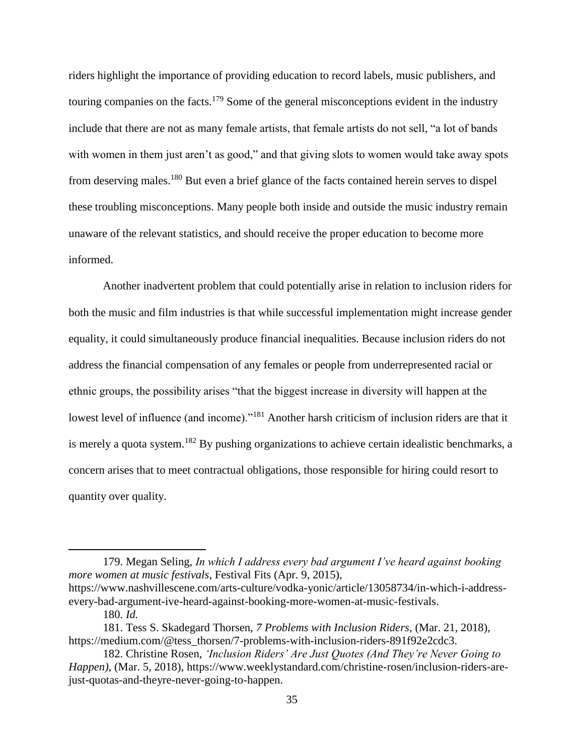riders highlight the importance of providing education to record labels, music publishers, and touring companies on the facts.[179] Some of the general misconceptions evident in the industry include that there are not as many female artists, that female artists do not sell, "a lot of bands with women in them just aren't as good," and that giving slots to women would take away spots from deserving males.[180] But even a brief glance of the facts contained herein serves to dispel these troubling misconceptions. Many people both inside and outside the music industry remain unaware of the relevant statistics, and should receive the proper education to become more informed.

Another inadvertent problem that could potentially arise in relation to inclusion riders for both the music and film industries is that while successful implementation might increase gender equality, it could simultaneously produce financial inequalities. Because inclusion riders do not address the financial compensation of any females or people from underrepresented racial or ethnic groups, the possibility arises "that the biggest increase in diversity will happen at the lowest level of influence (and income)."[181] Another harsh criticism of inclusion riders are that it is merely a quota system.[182] By pushing organizations to achieve certain idealistic benchmarks, a concern arises that to meet contractual obligations, those responsible for hiring could resort to quantity over quality.

---

179. Megan Seling, *In which I address every bad argument I've heard against booking more women at music festivals*, Festival Fits (Apr. 9, 2015), https://www.nashvillescene.com/arts-culture/vodka-yonic/article/13058734/in-which-i-address-every-bad-argument-ive-heard-against-booking-more-women-at-music-festivals.

180. *Id.*

181. Tess S. Skadegard Thorsen, *7 Problems with Inclusion Riders*, (Mar. 21, 2018), https://medium.com/@tess_thorsen/7-problems-with-inclusion-riders-891f92e2cdc3.

182. Christine Rosen, *'Inclusion Riders' Are Just Quotes (And They're Never Going to Happen)*, (Mar. 5, 2018), https://www.weeklystandard.com/christine-rosen/inclusion-riders-are-just-quotas-and-theyre-never-going-to-happen.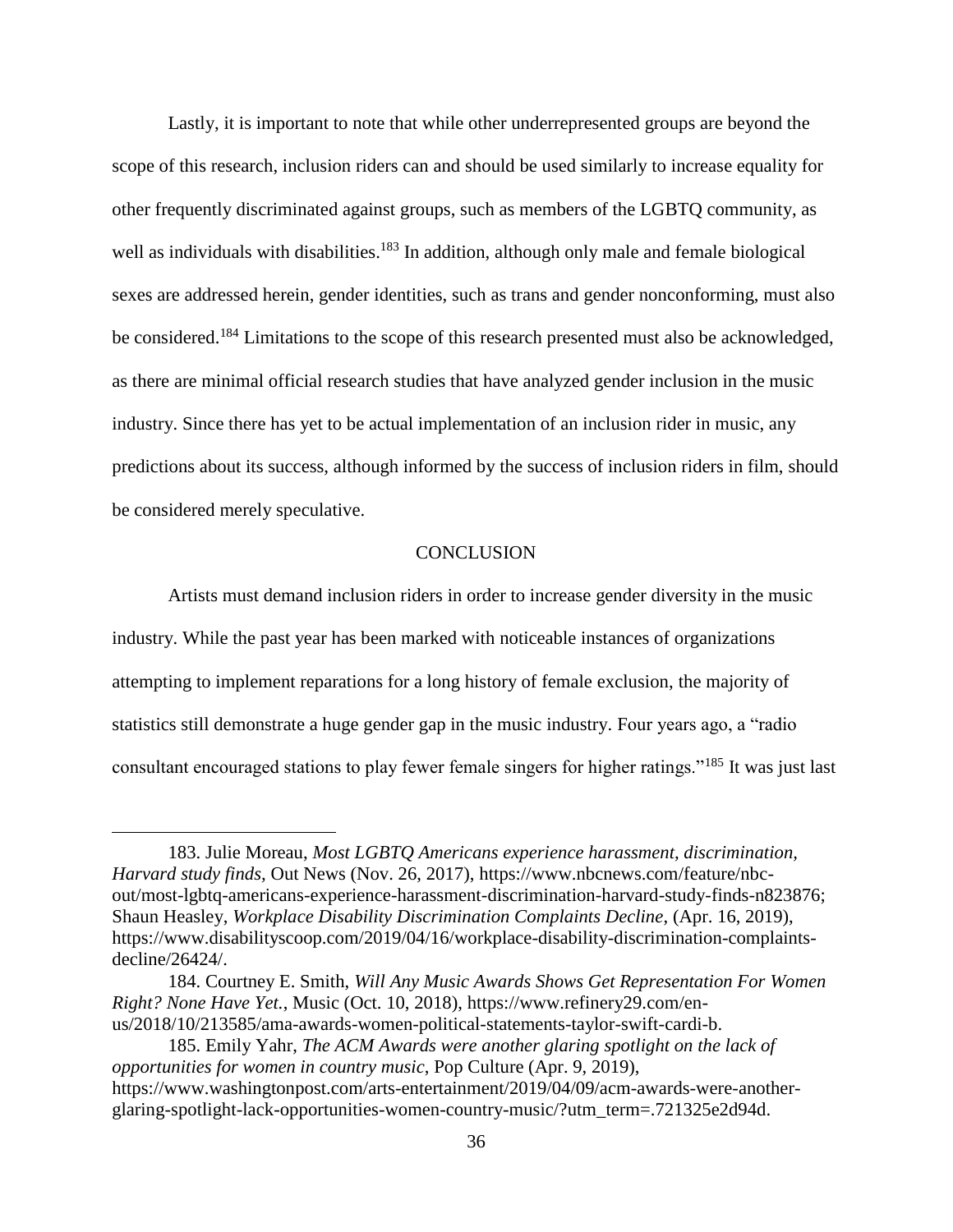Lastly, it is important to note that while other underrepresented groups are beyond the scope of this research, inclusion riders can and should be used similarly to increase equality for other frequently discriminated against groups, such as members of the LGBTQ community, as well as individuals with disabilities.[183] In addition, although only male and female biological sexes are addressed herein, gender identities, such as trans and gender nonconforming, must also be considered.[184] Limitations to the scope of this research presented must also be acknowledged, as there are minimal official research studies that have analyzed gender inclusion in the music industry. Since there has yet to be actual implementation of an inclusion rider in music, any predictions about its success, although informed by the success of inclusion riders in film, should be considered merely speculative.

## CONCLUSION

Artists must demand inclusion riders in order to increase gender diversity in the music industry. While the past year has been marked with noticeable instances of organizations attempting to implement reparations for a long history of female exclusion, the majority of statistics still demonstrate a huge gender gap in the music industry. Four years ago, a "radio consultant encouraged stations to play fewer female singers for higher ratings."[185] It was just last

---

183. Julie Moreau, *Most LGBTQ Americans experience harassment, discrimination, Harvard study finds*, Out News (Nov. 26, 2017), https://www.nbcnews.com/feature/nbc-out/most-lgbtq-americans-experience-harassment-discrimination-harvard-study-finds-n823876; Shaun Heasley, *Workplace Disability Discrimination Complaints Decline*, (Apr. 16, 2019), https://www.disabilityscoop.com/2019/04/16/workplace-disability-discrimination-complaints-decline/26424/.

184. Courtney E. Smith, *Will Any Music Awards Shows Get Representation For Women Right? None Have Yet.*, Music (Oct. 10, 2018), https://www.refinery29.com/en-us/2018/10/213585/ama-awards-women-political-statements-taylor-swift-cardi-b.

185. Emily Yahr, *The ACM Awards were another glaring spotlight on the lack of opportunities for women in country music*, Pop Culture (Apr. 9, 2019), https://www.washingtonpost.com/arts-entertainment/2019/04/09/acm-awards-were-another-glaring-spotlight-lack-opportunities-women-country-music/?utm_term=.721325e2d94d.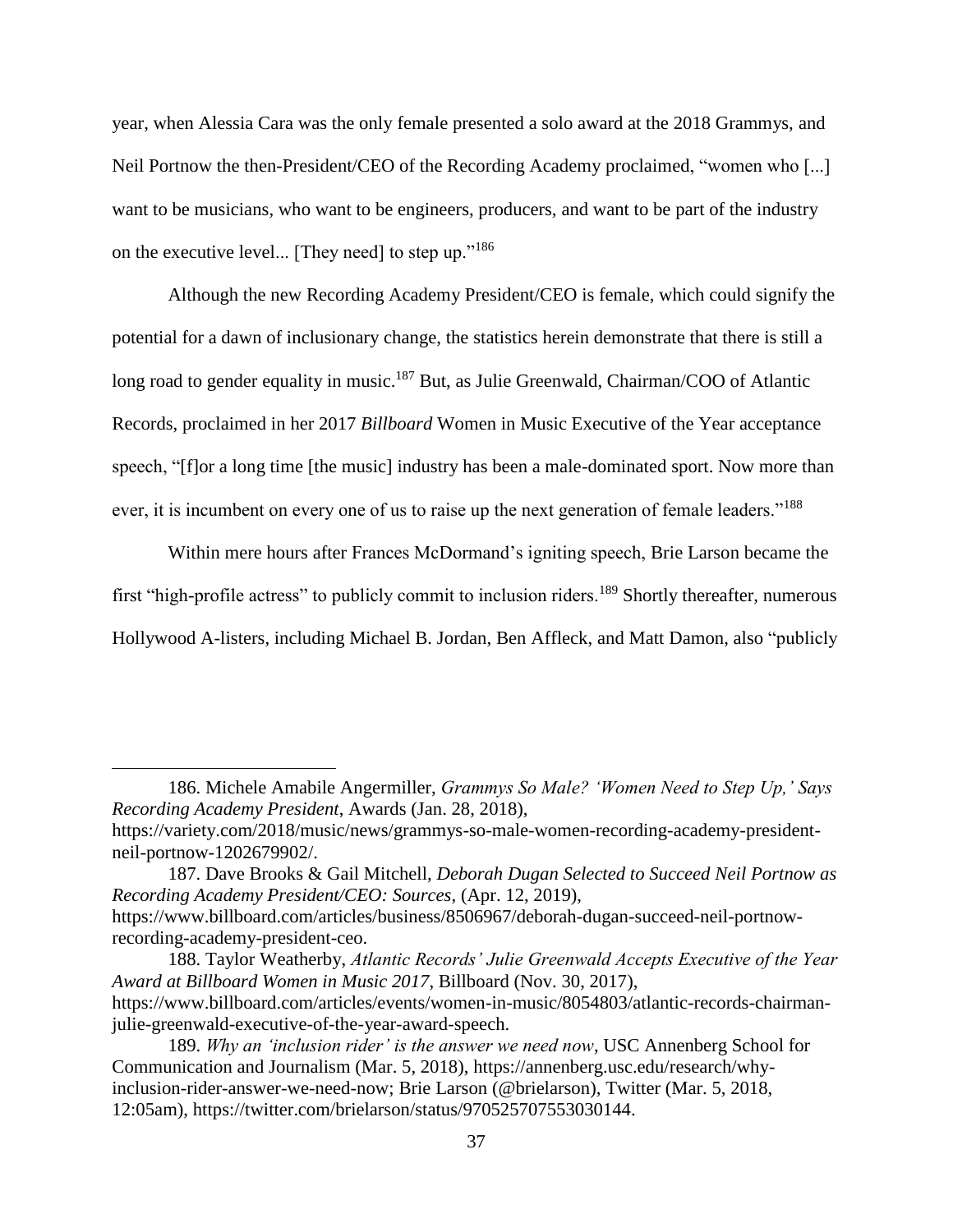year, when Alessia Cara was the only female presented a solo award at the 2018 Grammys, and Neil Portnow the then-President/CEO of the Recording Academy proclaimed, "women who [...] want to be musicians, who want to be engineers, producers, and want to be part of the industry on the executive level... [They need] to step up."[186]

Although the new Recording Academy President/CEO is female, which could signify the potential for a dawn of inclusionary change, the statistics herein demonstrate that there is still a long road to gender equality in music.[187] But, as Julie Greenwald, Chairman/COO of Atlantic Records, proclaimed in her 2017 *Billboard* Women in Music Executive of the Year acceptance speech, "[f]or a long time [the music] industry has been a male-dominated sport. Now more than ever, it is incumbent on every one of us to raise up the next generation of female leaders."[188]

Within mere hours after Frances McDormand's igniting speech, Brie Larson became the first "high-profile actress" to publicly commit to inclusion riders.[189] Shortly thereafter, numerous Hollywood A-listers, including Michael B. Jordan, Ben Affleck, and Matt Damon, also "publicly

---

186. Michele Amabile Angermiller, *Grammys So Male? 'Women Need to Step Up,' Says Recording Academy President*, Awards (Jan. 28, 2018), https://variety.com/2018/music/news/grammys-so-male-women-recording-academy-president-neil-portnow-1202679902/.

187. Dave Brooks & Gail Mitchell, *Deborah Dugan Selected to Succeed Neil Portnow as Recording Academy President/CEO: Sources*, (Apr. 12, 2019), https://www.billboard.com/articles/business/8506967/deborah-dugan-succeed-neil-portnow-recording-academy-president-ceo.

188. Taylor Weatherby, *Atlantic Records' Julie Greenwald Accepts Executive of the Year Award at Billboard Women in Music 2017*, Billboard (Nov. 30, 2017), https://www.billboard.com/articles/events/women-in-music/8054803/atlantic-records-chairman-julie-greenwald-executive-of-the-year-award-speech.

189. *Why an 'inclusion rider' is the answer we need now*, USC Annenberg School for Communication and Journalism (Mar. 5, 2018), https://annenberg.usc.edu/research/why-inclusion-rider-answer-we-need-now; Brie Larson (@brielarson), Twitter (Mar. 5, 2018, 12:05am), https://twitter.com/brielarson/status/970525707553030144.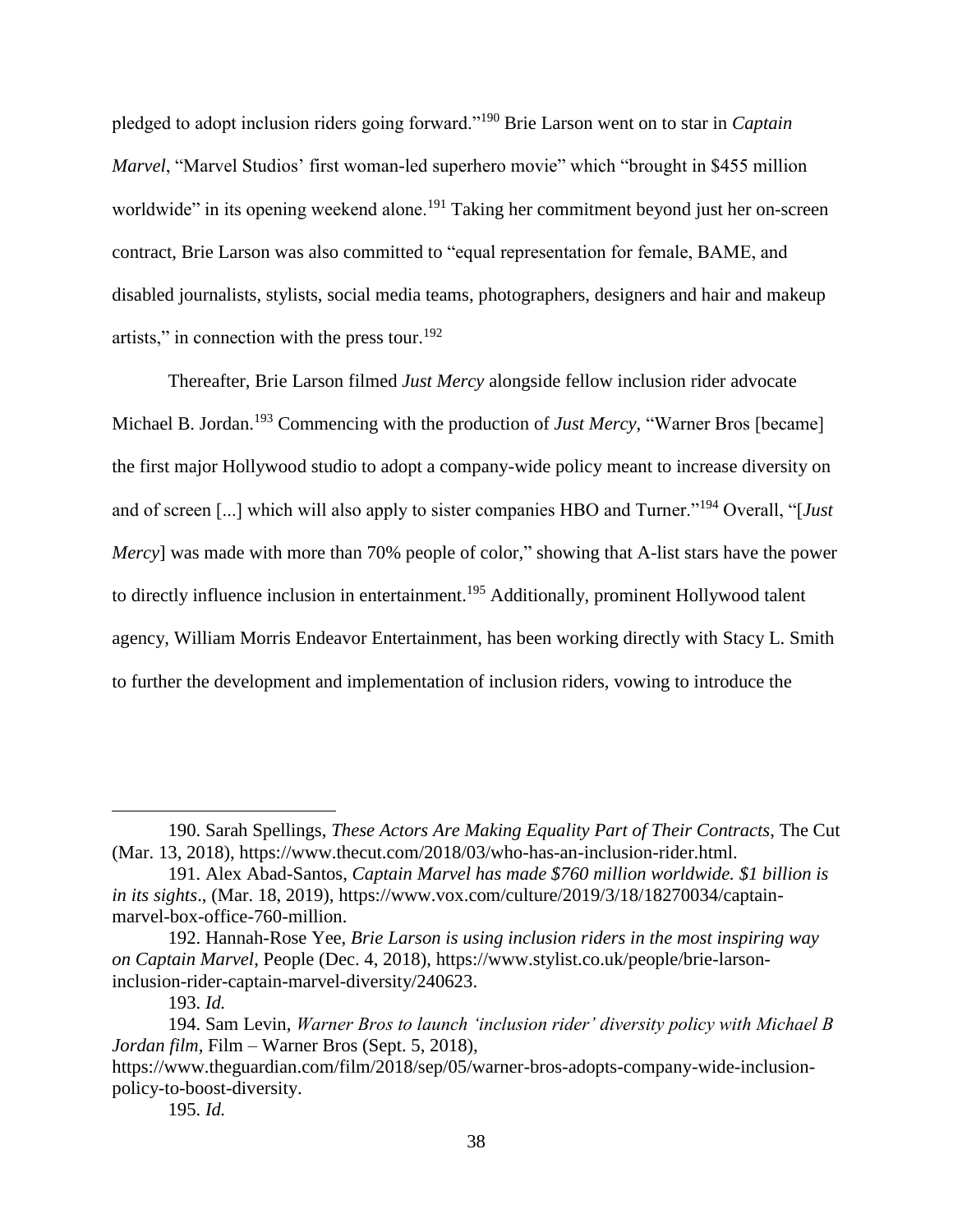pledged to adopt inclusion riders going forward."[190] Brie Larson went on to star in *Captain Marvel*, "Marvel Studios' first woman-led superhero movie" which "brought in $455 million worldwide" in its opening weekend alone.[191] Taking her commitment beyond just her on-screen contract, Brie Larson was also committed to "equal representation for female, BAME, and disabled journalists, stylists, social media teams, photographers, designers and hair and makeup artists," in connection with the press tour.[192]

Thereafter, Brie Larson filmed *Just Mercy* alongside fellow inclusion rider advocate Michael B. Jordan.[193] Commencing with the production of *Just Mercy*, "Warner Bros [became] the first major Hollywood studio to adopt a company-wide policy meant to increase diversity on and of screen [...] which will also apply to sister companies HBO and Turner."[194] Overall, "[*Just Mercy*] was made with more than 70% people of color," showing that A-list stars have the power to directly influence inclusion in entertainment.[195] Additionally, prominent Hollywood talent agency, William Morris Endeavor Entertainment, has been working directly with Stacy L. Smith to further the development and implementation of inclusion riders, vowing to introduce the

---

190. Sarah Spellings, *These Actors Are Making Equality Part of Their Contracts*, The Cut (Mar. 13, 2018), https://www.thecut.com/2018/03/who-has-an-inclusion-rider.html.

191. Alex Abad-Santos, *Captain Marvel has made $760 million worldwide. $1 billion is in its sights*., (Mar. 18, 2019), https://www.vox.com/culture/2019/3/18/18270034/captain-marvel-box-office-760-million.

192. Hannah-Rose Yee, *Brie Larson is using inclusion riders in the most inspiring way on Captain Marvel*, People (Dec. 4, 2018), https://www.stylist.co.uk/people/brie-larson-inclusion-rider-captain-marvel-diversity/240623.

193. *Id.*

194. Sam Levin, *Warner Bros to launch 'inclusion rider' diversity policy with Michael B Jordan film*, Film – Warner Bros (Sept. 5, 2018), https://www.theguardian.com/film/2018/sep/05/warner-bros-adopts-company-wide-inclusion-policy-to-boost-diversity.

195. *Id.*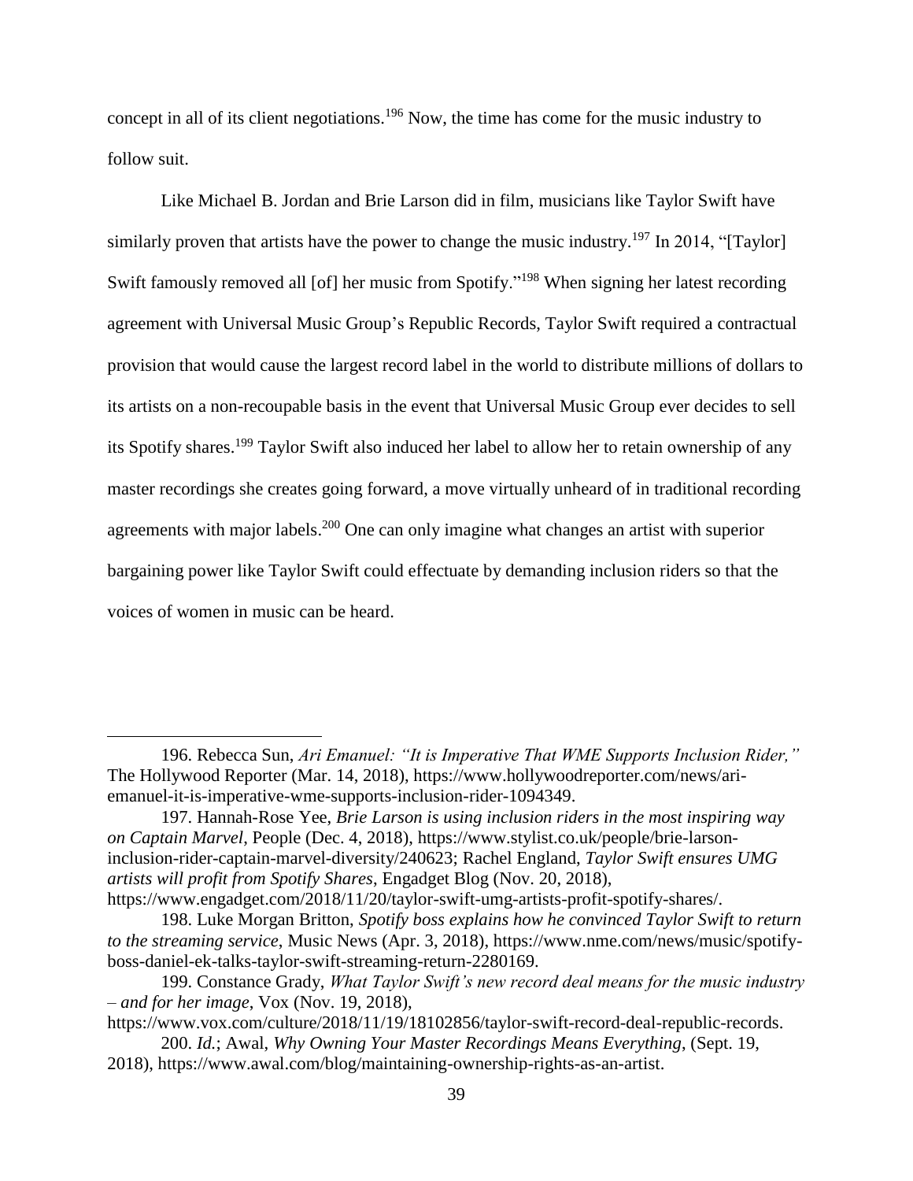concept in all of its client negotiations.[196] Now, the time has come for the music industry to follow suit.

Like Michael B. Jordan and Brie Larson did in film, musicians like Taylor Swift have similarly proven that artists have the power to change the music industry.[197] In 2014, "[Taylor] Swift famously removed all [of] her music from Spotify."[198] When signing her latest recording agreement with Universal Music Group's Republic Records, Taylor Swift required a contractual provision that would cause the largest record label in the world to distribute millions of dollars to its artists on a non-recoupable basis in the event that Universal Music Group ever decides to sell its Spotify shares.[199] Taylor Swift also induced her label to allow her to retain ownership of any master recordings she creates going forward, a move virtually unheard of in traditional recording agreements with major labels.[200] One can only imagine what changes an artist with superior bargaining power like Taylor Swift could effectuate by demanding inclusion riders so that the voices of women in music can be heard.

---

196. Rebecca Sun, *Ari Emanuel: "It is Imperative That WME Supports Inclusion Rider,"* The Hollywood Reporter (Mar. 14, 2018), https://www.hollywoodreporter.com/news/ari-emanuel-it-is-imperative-wme-supports-inclusion-rider-1094349.

197. Hannah-Rose Yee, *Brie Larson is using inclusion riders in the most inspiring way on Captain Marvel*, People (Dec. 4, 2018), https://www.stylist.co.uk/people/brie-larson-inclusion-rider-captain-marvel-diversity/240623; Rachel England, *Taylor Swift ensures UMG artists will profit from Spotify Shares*, Engadget Blog (Nov. 20, 2018), https://www.engadget.com/2018/11/20/taylor-swift-umg-artists-profit-spotify-shares/.

198. Luke Morgan Britton, *Spotify boss explains how he convinced Taylor Swift to return to the streaming service*, Music News (Apr. 3, 2018), https://www.nme.com/news/music/spotify-boss-daniel-ek-talks-taylor-swift-streaming-return-2280169.

199. Constance Grady, *What Taylor Swift's new record deal means for the music industry – and for her image*, Vox (Nov. 19, 2018), https://www.vox.com/culture/2018/11/19/18102856/taylor-swift-record-deal-republic-records.

200. *Id.*; Awal, *Why Owning Your Master Recordings Means Everything*, (Sept. 19, 2018), https://www.awal.com/blog/maintaining-ownership-rights-as-an-artist.